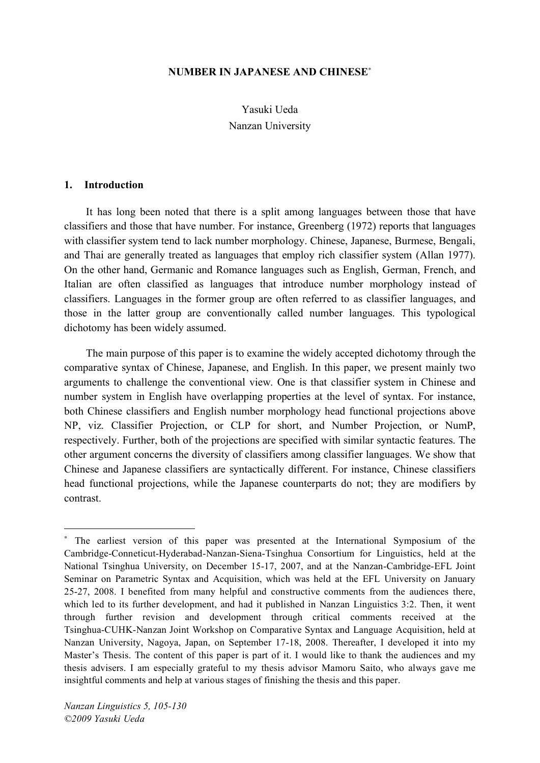# NUMBER IN JAPANESE AND CHINESE*

Yasuki Ueda
Nanzan University

## 1. Introduction

It has long been noted that there is a split among languages between those that have classifiers and those that have number. For instance, Greenberg (1972) reports that languages with classifier system tend to lack number morphology. Chinese, Japanese, Burmese, Bengali, and Thai are generally treated as languages that employ rich classifier system (Allan 1977). On the other hand, Germanic and Romance languages such as English, German, French, and Italian are often classified as languages that introduce number morphology instead of classifiers. Languages in the former group are often referred to as classifier languages, and those in the latter group are conventionally called number languages. This typological dichotomy has been widely assumed.

The main purpose of this paper is to examine the widely accepted dichotomy through the comparative syntax of Chinese, Japanese, and English. In this paper, we present mainly two arguments to challenge the conventional view. One is that classifier system in Chinese and number system in English have overlapping properties at the level of syntax. For instance, both Chinese classifiers and English number morphology head functional projections above NP, viz. Classifier Projection, or CLP for short, and Number Projection, or NumP, respectively. Further, both of the projections are specified with similar syntactic features. The other argument concerns the diversity of classifiers among classifier languages. We show that Chinese and Japanese classifiers are syntactically different. For instance, Chinese classifiers head functional projections, while the Japanese counterparts do not; they are modifiers by contrast.

---

* The earliest version of this paper was presented at the International Symposium of the Cambridge-Conneticut-Hyderabad-Nanzan-Siena-Tsinghua Consortium for Linguistics, held at the National Tsinghua University, on December 15-17, 2007, and at the Nanzan-Cambridge-EFL Joint Seminar on Parametric Syntax and Acquisition, which was held at the EFL University on January 25-27, 2008. I benefited from many helpful and constructive comments from the audiences there, which led to its further development, and had it published in Nanzan Linguistics 3:2. Then, it went through further revision and development through critical comments received at the Tsinghua-CUHK-Nanzan Joint Workshop on Comparative Syntax and Language Acquisition, held at Nanzan University, Nagoya, Japan, on September 17-18, 2008. Thereafter, I developed it into my Master's Thesis. The content of this paper is part of it. I would like to thank the audiences and my thesis advisers. I am especially grateful to my thesis advisor Mamoru Saito, who always gave me insightful comments and help at various stages of finishing the thesis and this paper.

*©2009 Yasuki Ueda*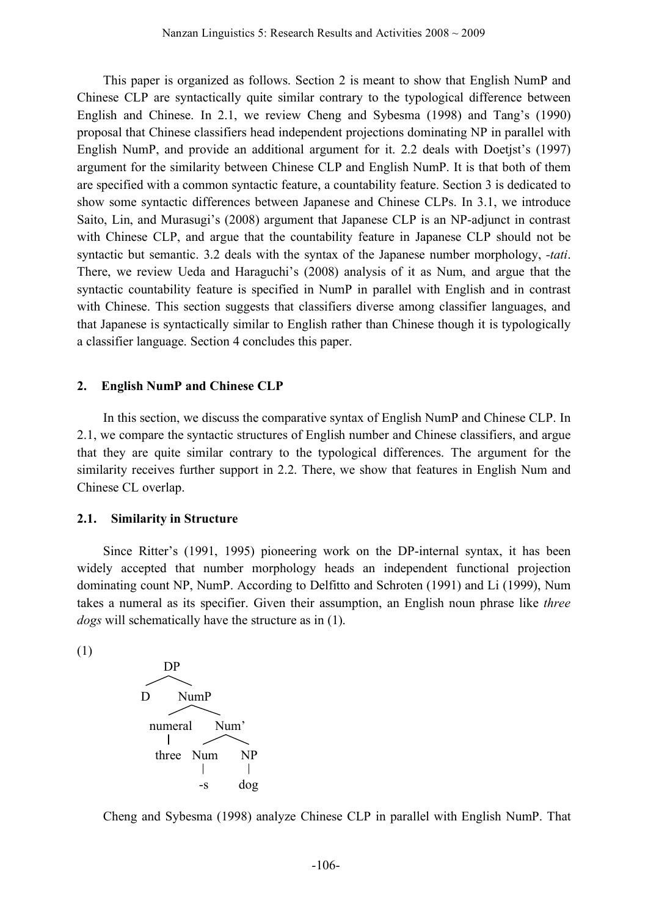This paper is organized as follows. Section 2 is meant to show that English NumP and Chinese CLP are syntactically quite similar contrary to the typological difference between English and Chinese. In 2.1, we review Cheng and Sybesma (1998) and Tang's (1990) proposal that Chinese classifiers head independent projections dominating NP in parallel with English NumP, and provide an additional argument for it. 2.2 deals with Doetjst's (1997) argument for the similarity between Chinese CLP and English NumP. It is that both of them are specified with a common syntactic feature, a countability feature. Section 3 is dedicated to show some syntactic differences between Japanese and Chinese CLPs. In 3.1, we introduce Saito, Lin, and Murasugi's (2008) argument that Japanese CLP is an NP-adjunct in contrast with Chinese CLP, and argue that the countability feature in Japanese CLP should not be syntactic but semantic. 3.2 deals with the syntax of the Japanese number morphology, *-tati*. There, we review Ueda and Haraguchi's (2008) analysis of it as Num, and argue that the syntactic countability feature is specified in NumP in parallel with English and in contrast with Chinese. This section suggests that classifiers diverse among classifier languages, and that Japanese is syntactically similar to English rather than Chinese though it is typologically a classifier language. Section 4 concludes this paper.

## 2. English NumP and Chinese CLP

In this section, we discuss the comparative syntax of English NumP and Chinese CLP. In 2.1, we compare the syntactic structures of English number and Chinese classifiers, and argue that they are quite similar contrary to the typological differences. The argument for the similarity receives further support in 2.2. There, we show that features in English Num and Chinese CL overlap.

### 2.1. Similarity in Structure

Since Ritter's (1991, 1995) pioneering work on the DP-internal syntax, it has been widely accepted that number morphology heads an independent functional projection dominating count NP, NumP. According to Delfitto and Schroten (1991) and Li (1999), Num takes a numeral as its specifier. Given their assumption, an English noun phrase like *three dogs* will schematically have the structure as in (1).

(1)

```
DP
├── D
└── NumP
    ├── numeral
    │   └── three
    └── Num'
        ├── Num
        │   └── -s
        └── NP
            └── dog
```

Cheng and Sybesma (1998) analyze Chinese CLP in parallel with English NumP. That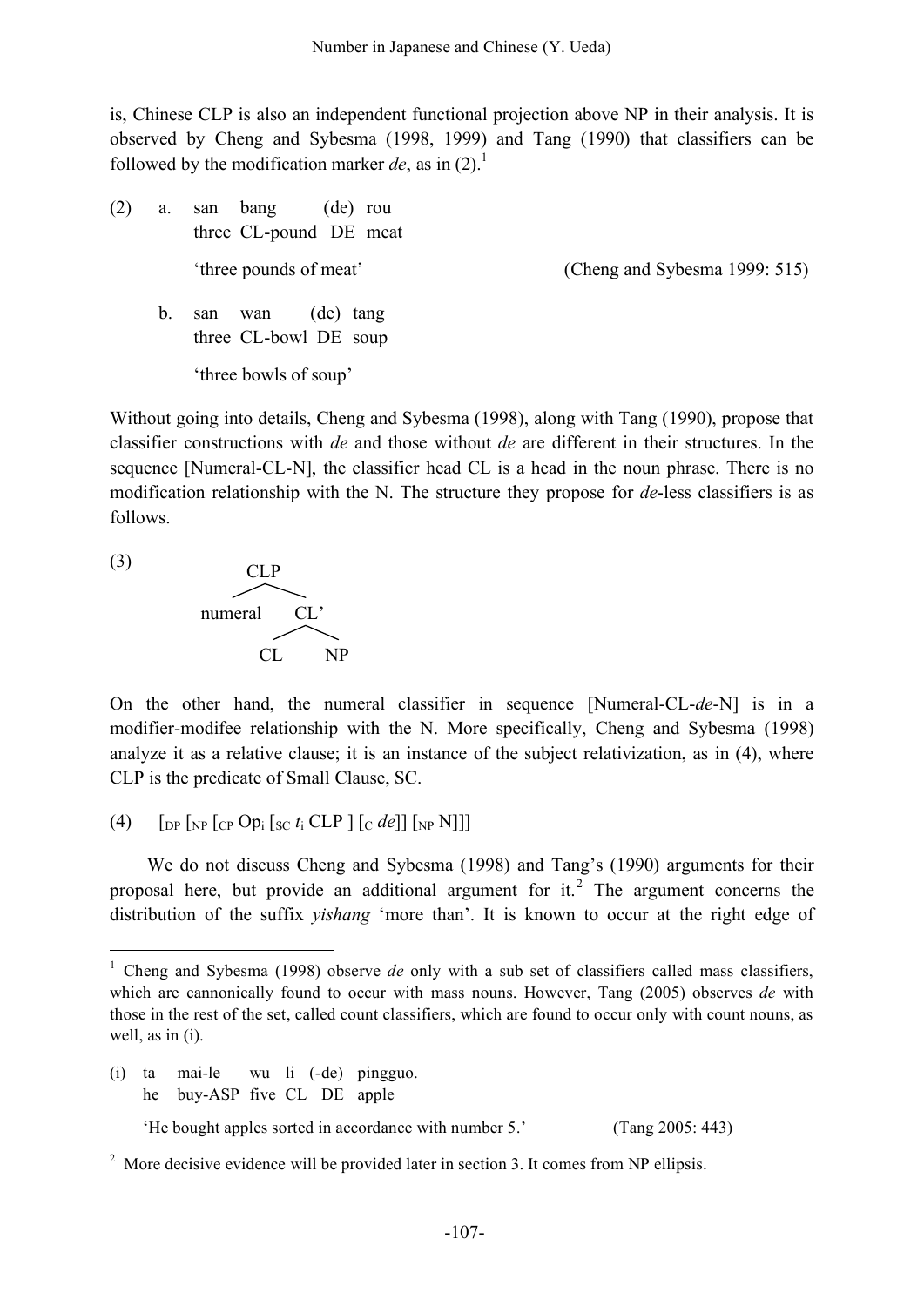is, Chinese CLP is also an independent functional projection above NP in their analysis. It is observed by Cheng and Sybesma (1998, 1999) and Tang (1990) that classifiers can be followed by the modification marker *de*, as in (2).[1]

(2) a. san bang (de) rou
three CL-pound DE meat

'three pounds of meat' (Cheng and Sybesma 1999: 515)

b. san wan (de) tang
three CL-bowl DE soup

'three bowls of soup'

Without going into details, Cheng and Sybesma (1998), along with Tang (1990), propose that classifier constructions with *de* and those without *de* are different in their structures. In the sequence [Numeral-CL-N], the classifier head CL is a head in the noun phrase. There is no modification relationship with the N. The structure they propose for *de*-less classifiers is as follows.

(3)

```
      CLP
     /   \
numeral   CL'
         /   \
       CL     NP
```

On the other hand, the numeral classifier in sequence [Numeral-CL-*de*-N] is in a modifier-modifee relationship with the N. More specifically, Cheng and Sybesma (1998) analyze it as a relative clause; it is an instance of the subject relativization, as in (4), where CLP is the predicate of Small Clause, SC.

(4) $[_{DP}\ [_{NP}\ [_{CP}\ Op_i\ [_{SC}\ t_i\ CLP\ ]\ [_{C}\ de]]\ [_{NP}\ N]]]$

We do not discuss Cheng and Sybesma (1998) and Tang's (1990) arguments for their proposal here, but provide an additional argument for it.[2] The argument concerns the distribution of the suffix *yishang* 'more than'. It is known to occur at the right edge of

---

[1] Cheng and Sybesma (1998) observe *de* only with a sub set of classifiers called mass classifiers, which are cannonically found to occur with mass nouns. However, Tang (2005) observes *de* with those in the rest of the set, called count classifiers, which are found to occur only with count nouns, as well, as in (i).

(i) ta mai-le wu li (-de) pingguo.
he buy-ASP five CL DE apple

'He bought apples sorted in accordance with number 5.' (Tang 2005: 443)

[2] More decisive evidence will be provided later in section 3. It comes from NP ellipsis.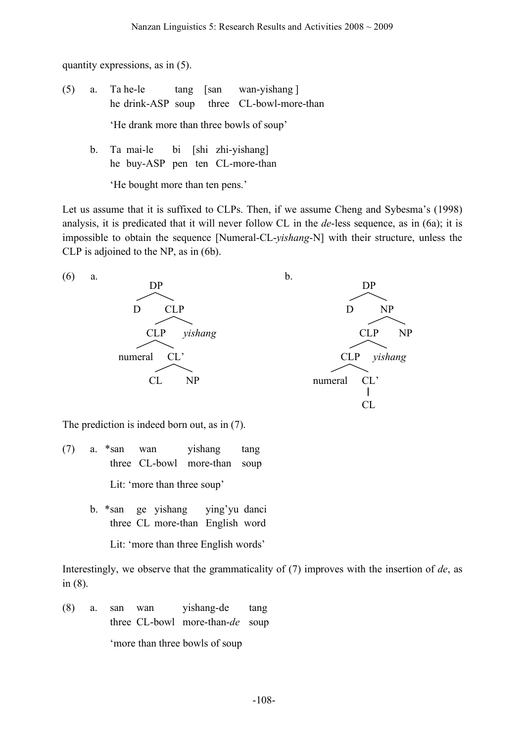quantity expressions, as in (5).

(5) a. Ta he-le tang [san wan-yishang ]
he drink-ASP soup three CL-bowl-more-than

'He drank more than three bowls of soup'

b. Ta mai-le bi [shi zhi-yishang]
he buy-ASP pen ten CL-more-than

'He bought more than ten pens.'

Let us assume that it is suffixed to CLPs. Then, if we assume Cheng and Sybesma's (1998) analysis, it is predicated that it will never follow CL in the *de*-less sequence, as in (6a); it is impossible to obtain the sequence [Numeral-CL-*yishang*-N] with their structure, unless the CLP is adjoined to the NP, as in (6b).

(6) a.
```
DP
├── D
└── CLP
    ├── CLP
    │   ├── numeral
    │   └── CL'
    │       ├── CL
    │       └── NP
    └── yishang
```

b.
```
DP
├── D
└── NP
    ├── CLP
    │   ├── CLP
    │   │   ├── numeral
    │   │   └── CL'
    │   │       └── CL
    │   └── yishang
    └── NP
```

The prediction is indeed born out, as in (7).

(7) a. *san wan yishang tang
three CL-bowl more-than soup

Lit: 'more than three soup'

b. *san ge yishang ying'yu danci
three CL more-than English word

Lit: 'more than three English words'

Interestingly, we observe that the grammaticality of (7) improves with the insertion of *de*, as in (8).

(8) a. san wan yishang-de tang
three CL-bowl more-than-*de* soup

'more than three bowls of soup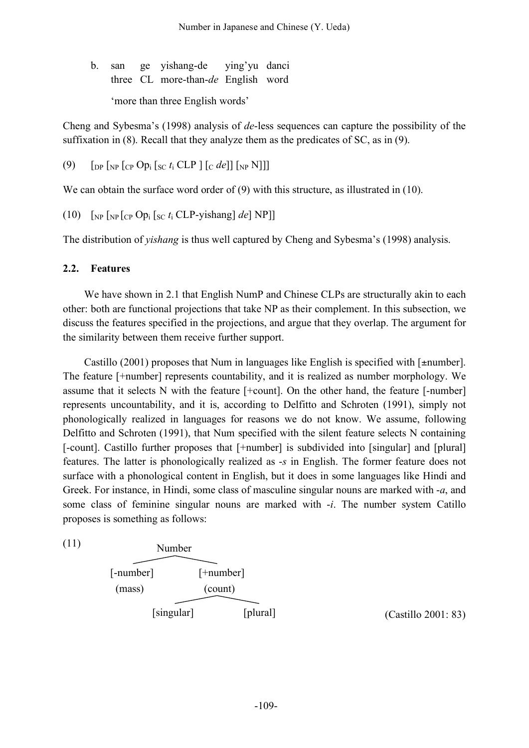b. san ge yishang-de ying'yu danci
   three CL more-than-*de* English word

   'more than three English words'

Cheng and Sybesma's (1998) analysis of *de*-less sequences can capture the possibility of the suffixation in (8). Recall that they analyze them as the predicates of SC, as in (9).

(9) $[_{DP}$ $[_{NP}$ $[_{CP}$ $Op_i$ $[_{SC}$ $t_i$ CLP $]$ $[_{C}$ *de*$]]$ $[_{NP}$ N$]]]$

We can obtain the surface word order of (9) with this structure, as illustrated in (10).

(10) $[_{NP}$ $[_{NP}$ $[_{CP}$ $Op_i$ $[_{SC}$ $t_i$ CLP-yishang$]$ *de*$]$ NP$]]$

The distribution of *yishang* is thus well captured by Cheng and Sybesma's (1998) analysis.

### 2.2. Features

We have shown in 2.1 that English NumP and Chinese CLPs are structurally akin to each other: both are functional projections that take NP as their complement. In this subsection, we discuss the features specified in the projections, and argue that they overlap. The argument for the similarity between them receive further support.

Castillo (2001) proposes that Num in languages like English is specified with [±number]. The feature [+number] represents countability, and it is realized as number morphology. We assume that it selects N with the feature [+count]. On the other hand, the feature [-number] represents uncountability, and it is, according to Delfitto and Schroten (1991), simply not phonologically realized in languages for reasons we do not know. We assume, following Delfitto and Schroten (1991), that Num specified with the silent feature selects N containing [-count]. Castillo further proposes that [+number] is subdivided into [singular] and [plural] features. The latter is phonologically realized as *-s* in English. The former feature does not surface with a phonological content in English, but it does in some languages like Hindi and Greek. For instance, in Hindi, some class of masculine singular nouns are marked with *-a*, and some class of feminine singular nouns are marked with *-i*. The number system Catillo proposes is something as follows:

(11)

```
              Number
            /        \
   [-number]          [+number]
    (mass)             (count)
                      /       \
             [singular]      [plural]
```

(Castillo 2001: 83)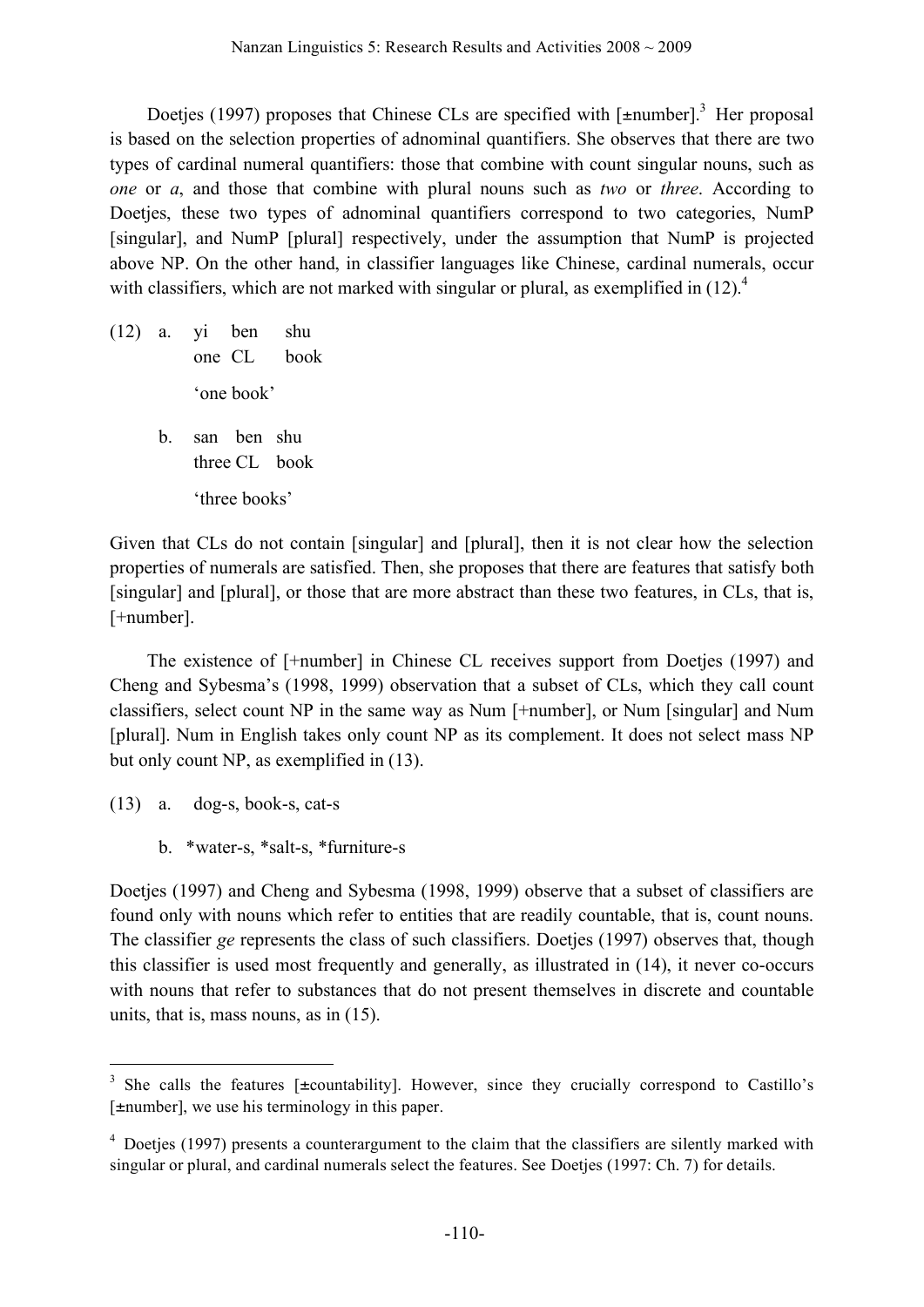Doetjes (1997) proposes that Chinese CLs are specified with [±number].[3] Her proposal is based on the selection properties of adnominal quantifiers. She observes that there are two types of cardinal numeral quantifiers: those that combine with count singular nouns, such as *one* or *a*, and those that combine with plural nouns such as *two* or *three*. According to Doetjes, these two types of adnominal quantifiers correspond to two categories, NumP [singular], and NumP [plural] respectively, under the assumption that NumP is projected above NP. On the other hand, in classifier languages like Chinese, cardinal numerals, occur with classifiers, which are not marked with singular or plural, as exemplified in (12).[4]

(12) a. yi ben shu
one CL book
'one book'

b. san ben shu
three CL book
'three books'

Given that CLs do not contain [singular] and [plural], then it is not clear how the selection properties of numerals are satisfied. Then, she proposes that there are features that satisfy both [singular] and [plural], or those that are more abstract than these two features, in CLs, that is, [+number].

The existence of [+number] in Chinese CL receives support from Doetjes (1997) and Cheng and Sybesma's (1998, 1999) observation that a subset of CLs, which they call count classifiers, select count NP in the same way as Num [+number], or Num [singular] and Num [plural]. Num in English takes only count NP as its complement. It does not select mass NP but only count NP, as exemplified in (13).

(13) a. dog-s, book-s, cat-s

b. *water-s, *salt-s, *furniture-s

Doetjes (1997) and Cheng and Sybesma (1998, 1999) observe that a subset of classifiers are found only with nouns which refer to entities that are readily countable, that is, count nouns. The classifier *ge* represents the class of such classifiers. Doetjes (1997) observes that, though this classifier is used most frequently and generally, as illustrated in (14), it never co-occurs with nouns that refer to substances that do not present themselves in discrete and countable units, that is, mass nouns, as in (15).

---

[3] She calls the features [±countability]. However, since they crucially correspond to Castillo's [±number], we use his terminology in this paper.

[4] Doetjes (1997) presents a counterargument to the claim that the classifiers are silently marked with singular or plural, and cardinal numerals select the features. See Doetjes (1997: Ch. 7) for details.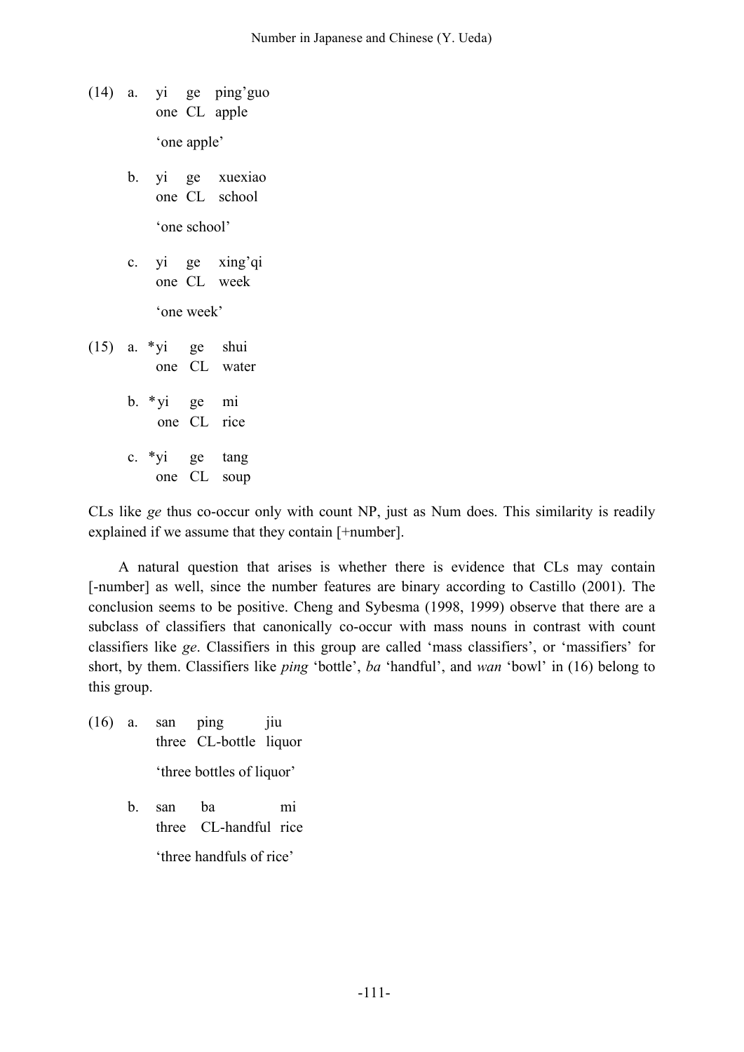(14) a. yi ge ping'guo
one CL apple
'one apple'

b. yi ge xuexiao
one CL school
'one school'

c. yi ge xing'qi
one CL week
'one week'

(15) a. *yi ge shui
one CL water

b. *yi ge mi
one CL rice

c. *yi ge tang
one CL soup

CLs like *ge* thus co-occur only with count NP, just as Num does. This similarity is readily explained if we assume that they contain [+number].

A natural question that arises is whether there is evidence that CLs may contain [-number] as well, since the number features are binary according to Castillo (2001). The conclusion seems to be positive. Cheng and Sybesma (1998, 1999) observe that there are a subclass of classifiers that canonically co-occur with mass nouns in contrast with count classifiers like *ge*. Classifiers in this group are called 'mass classifiers', or 'massifiers' for short, by them. Classifiers like *ping* 'bottle', *ba* 'handful', and *wan* 'bowl' in (16) belong to this group.

(16) a. san ping jiu
three CL-bottle liquor
'three bottles of liquor'

b. san ba mi
three CL-handful rice
'three handfuls of rice'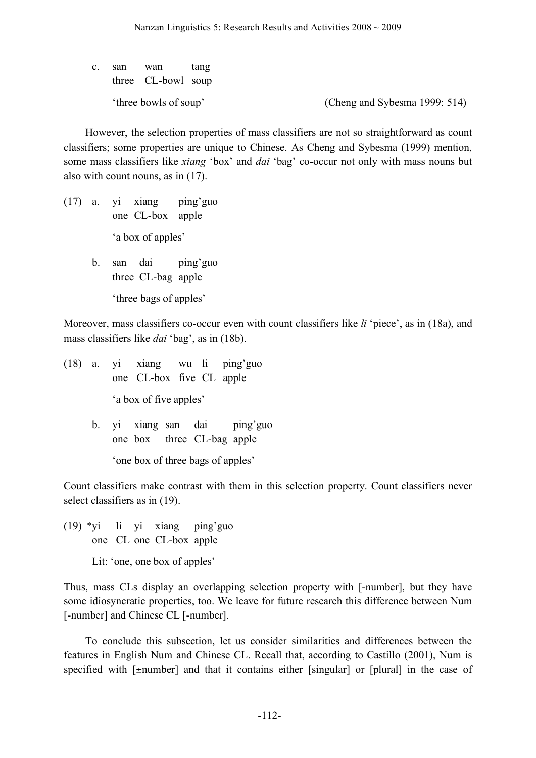c. san wan tang
   three CL-bowl soup

   'three bowls of soup' (Cheng and Sybesma 1999: 514)

However, the selection properties of mass classifiers are not so straightforward as count classifiers; some properties are unique to Chinese. As Cheng and Sybesma (1999) mention, some mass classifiers like *xiang* 'box' and *dai* 'bag' co-occur not only with mass nouns but also with count nouns, as in (17).

(17) a. yi xiang ping'guo
        one CL-box apple

        'a box of apples'

     b. san dai ping'guo
        three CL-bag apple

        'three bags of apples'

Moreover, mass classifiers co-occur even with count classifiers like *li* 'piece', as in (18a), and mass classifiers like *dai* 'bag', as in (18b).

(18) a. yi xiang wu li ping'guo
        one CL-box five CL apple

        'a box of five apples'

     b. yi xiang san dai ping'guo
        one box three CL-bag apple

        'one box of three bags of apples'

Count classifiers make contrast with them in this selection property. Count classifiers never select classifiers as in (19).

(19) *yi li yi xiang ping'guo
     one CL one CL-box apple

     Lit: 'one, one box of apples'

Thus, mass CLs display an overlapping selection property with [-number], but they have some idiosyncratic properties, too. We leave for future research this difference between Num [-number] and Chinese CL [-number].

To conclude this subsection, let us consider similarities and differences between the features in English Num and Chinese CL. Recall that, according to Castillo (2001), Num is specified with [±number] and that it contains either [singular] or [plural] in the case of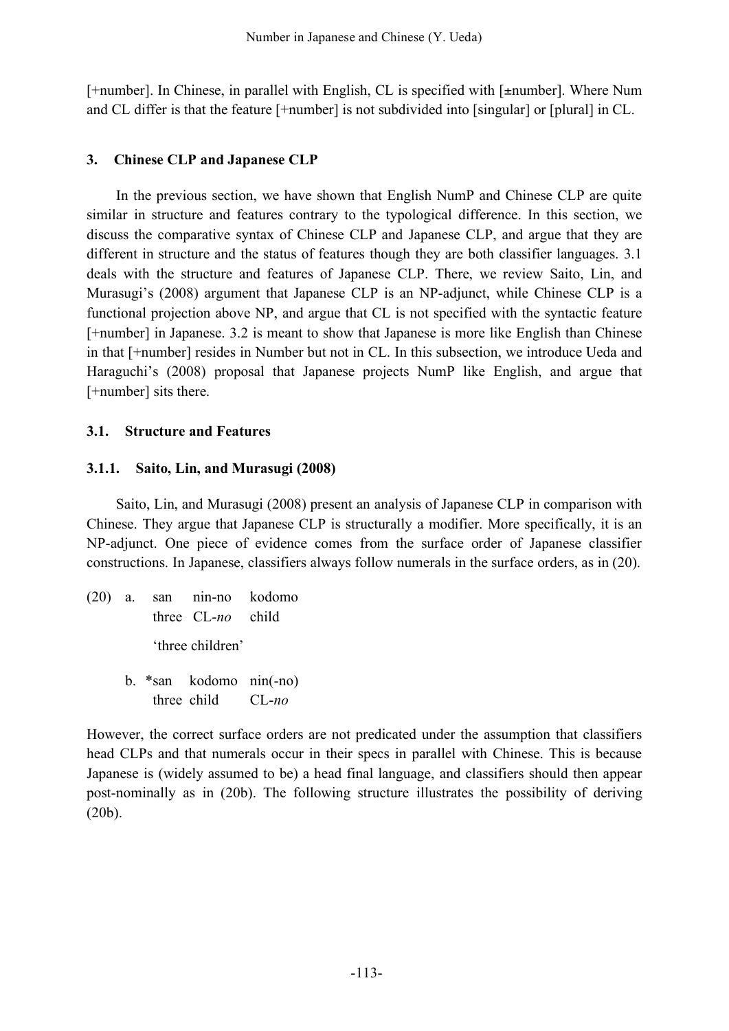[+number]. In Chinese, in parallel with English, CL is specified with [±number]. Where Num and CL differ is that the feature [+number] is not subdivided into [singular] or [plural] in CL.

## 3. Chinese CLP and Japanese CLP

In the previous section, we have shown that English NumP and Chinese CLP are quite similar in structure and features contrary to the typological difference. In this section, we discuss the comparative syntax of Chinese CLP and Japanese CLP, and argue that they are different in structure and the status of features though they are both classifier languages. 3.1 deals with the structure and features of Japanese CLP. There, we review Saito, Lin, and Murasugi's (2008) argument that Japanese CLP is an NP-adjunct, while Chinese CLP is a functional projection above NP, and argue that CL is not specified with the syntactic feature [+number] in Japanese. 3.2 is meant to show that Japanese is more like English than Chinese in that [+number] resides in Number but not in CL. In this subsection, we introduce Ueda and Haraguchi's (2008) proposal that Japanese projects NumP like English, and argue that [+number] sits there.

### 3.1. Structure and Features

#### 3.1.1. Saito, Lin, and Murasugi (2008)

Saito, Lin, and Murasugi (2008) present an analysis of Japanese CLP in comparison with Chinese. They argue that Japanese CLP is structurally a modifier. More specifically, it is an NP-adjunct. One piece of evidence comes from the surface order of Japanese classifier constructions. In Japanese, classifiers always follow numerals in the surface orders, as in (20).

(20) a. san nin-no kodomo
   three CL-*no* child
   'three children'

b. \*san kodomo nin(-no)
   three child CL-*no*

However, the correct surface orders are not predicated under the assumption that classifiers head CLPs and that numerals occur in their specs in parallel with Chinese. This is because Japanese is (widely assumed to be) a head final language, and classifiers should then appear post-nominally as in (20b). The following structure illustrates the possibility of deriving (20b).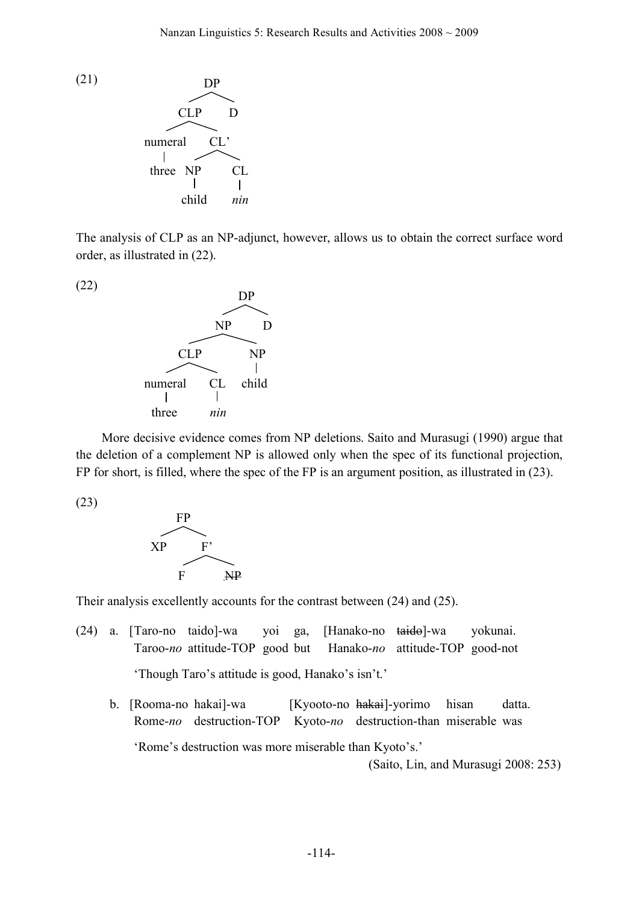(21)

```
            DP
           /  \
        CLP    D
       /   \
  numeral   CL'
     |     /   \
   three  NP    CL
          |     |
        child  nin
```

The analysis of CLP as an NP-adjunct, however, allows us to obtain the correct surface word order, as illustrated in (22).

(22)

```
                 DP
                /  \
              NP    D
             /  \
          CLP    NP
         /   \    |
   numeral   CL  child
      |      |
    three   nin
```

More decisive evidence comes from NP deletions. Saito and Murasugi (1990) argue that the deletion of a complement NP is allowed only when the spec of its functional projection, FP for short, is filled, where the spec of the FP is an argument position, as illustrated in (23).

(23)

```
       FP
      /  \
    XP    F'
         /  \
        F    NP (deleted)
```

Their analysis excellently accounts for the contrast between (24) and (25).

(24) a. [Taro-no taido]-wa yoi ga, [Hanako-no ~~taido~~]-wa yokunai.
   Taroo-*no* attitude-TOP good but Hanako-*no* attitude-TOP good-not

   'Though Taro's attitude is good, Hanako's isn't.'

  b. [Rooma-no hakai]-wa [Kyooto-no ~~hakai~~]-yorimo hisan datta.
   Rome-*no* destruction-TOP Kyoto-*no* destruction-than miserable was

   'Rome's destruction was more miserable than Kyoto's.'

(Saito, Lin, and Murasugi 2008: 253)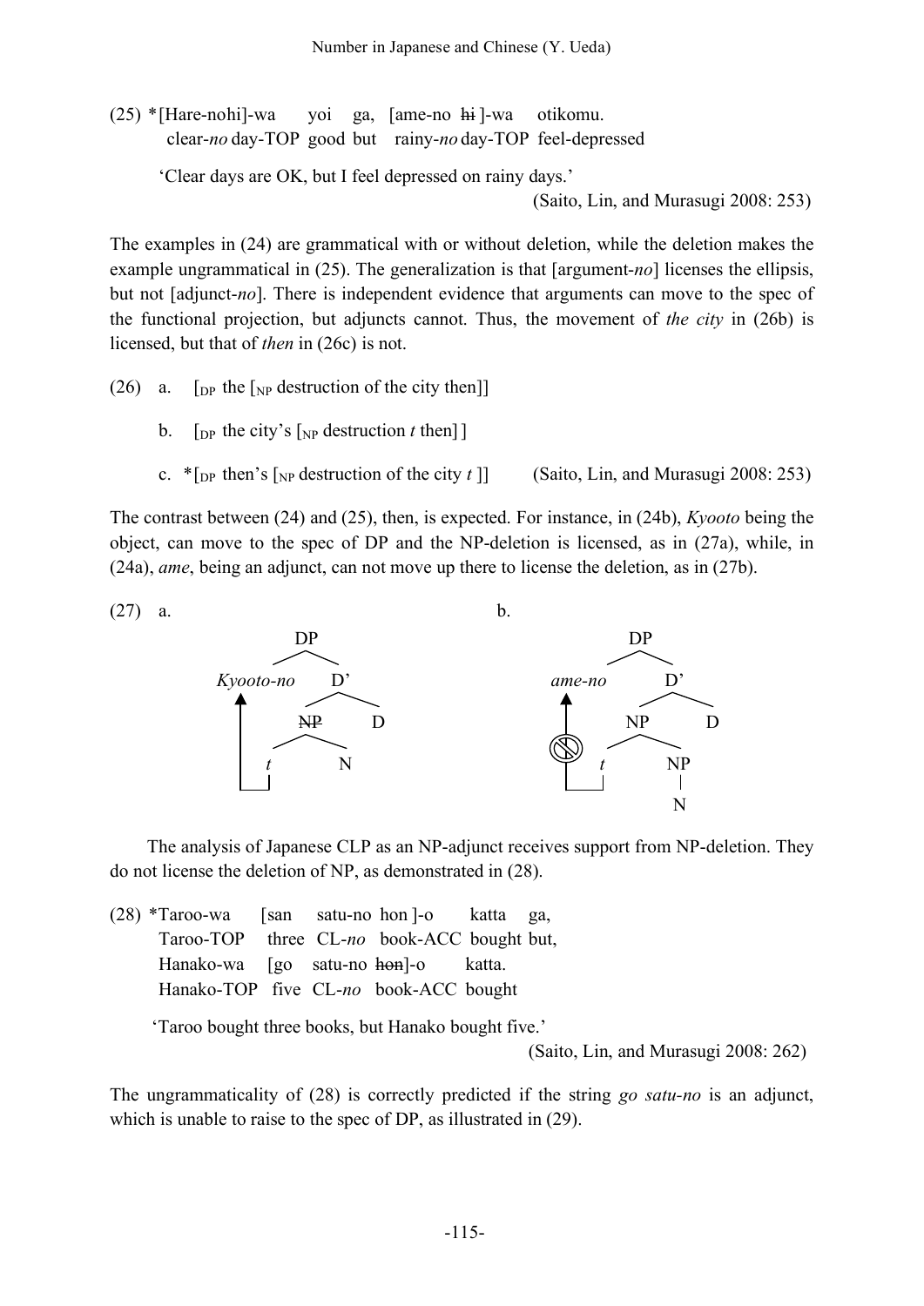(25) *[Hare-nohi]-wa yoi ga, [ame-no ~~hi~~ ]-wa otikomu.
clear-*no* day-TOP good but rainy-*no* day-TOP feel-depressed

'Clear days are OK, but I feel depressed on rainy days.'
(Saito, Lin, and Murasugi 2008: 253)

The examples in (24) are grammatical with or without deletion, while the deletion makes the example ungrammatical in (25). The generalization is that [argument-*no*] licenses the ellipsis, but not [adjunct-*no*]. There is independent evidence that arguments can move to the spec of the functional projection, but adjuncts cannot. Thus, the movement of *the city* in (26b) is licensed, but that of *then* in (26c) is not.

(26) a. [$_{DP}$ the [$_{NP}$ destruction of the city then]]

b. [$_{DP}$ the city's [$_{NP}$ destruction *t* then] ]

c. *[$_{DP}$ then's [$_{NP}$ destruction of the city *t* ]] (Saito, Lin, and Murasugi 2008: 253)

The contrast between (24) and (25), then, is expected. For instance, in (24b), *Kyooto* being the object, can move to the spec of DP and the NP-deletion is licensed, as in (27a), while, in (24a), *ame*, being an adjunct, can not move up there to license the deletion, as in (27b).

(27) a. [$_{DP}$ *Kyooto-no* [$_{D'}$ [~~NP~~ *t* N ] D ]] (*Kyooto-no* moves from *t*)

b. [$_{DP}$ *ame-no* [$_{D'}$ [$_{NP}$ *t* [$_{NP}$ N ]] D ]] (movement of *ame-no* from *t* is blocked)

The analysis of Japanese CLP as an NP-adjunct receives support from NP-deletion. They do not license the deletion of NP, as demonstrated in (28).

(28) *Taroo-wa [san satu-no hon ]-o katta ga,
Taroo-TOP three CL-*no* book-ACC bought but,
Hanako-wa [go satu-no ~~hon~~]-o katta.
Hanako-TOP five CL-*no* book-ACC bought

'Taroo bought three books, but Hanako bought five.'
(Saito, Lin, and Murasugi 2008: 262)

The ungrammaticality of (28) is correctly predicted if the string *go satu-no* is an adjunct, which is unable to raise to the spec of DP, as illustrated in (29).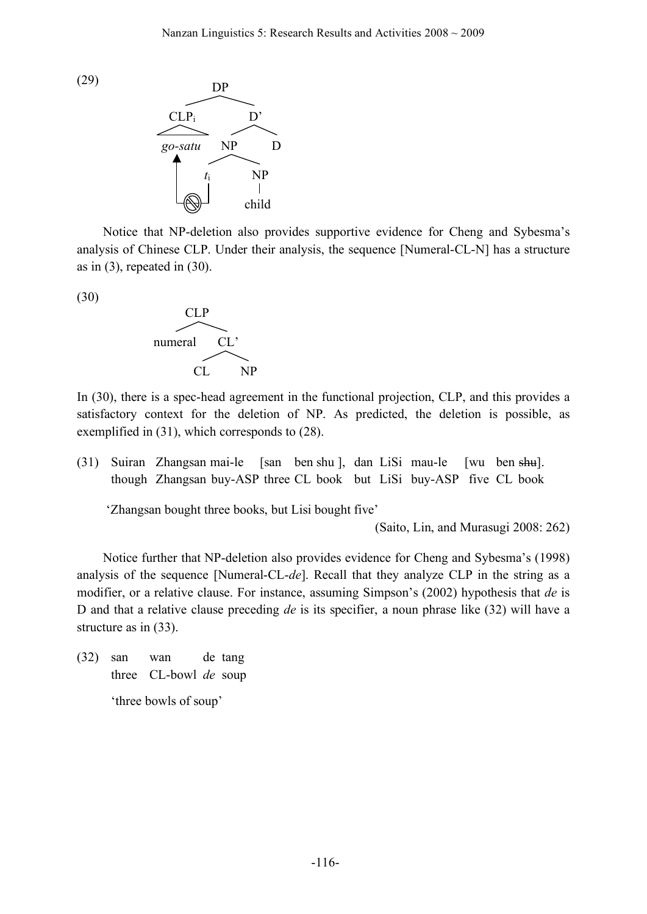(29)

```
              DP
          /        \
      CLP_i          D'
      /  \         /    \
   go-satu       NP      D
     ▲          /  \
     |        t_i    NP
     |__(⊘)__|       |
                   child
```

Notice that NP-deletion also provides supportive evidence for Cheng and Sybesma's analysis of Chinese CLP. Under their analysis, the sequence [Numeral-CL-N] has a structure as in (3), repeated in (30).

(30)

```
        CLP
       /    \
  numeral    CL'
            /   \
          CL     NP
```

In (30), there is a spec-head agreement in the functional projection, CLP, and this provides a satisfactory context for the deletion of NP. As predicted, the deletion is possible, as exemplified in (31), which corresponds to (28).

(31) Suiran Zhangsan mai-le [san ben shu], dan LiSi mau-le [wu ben ~~shu~~].
though Zhangsan buy-ASP three CL book but LiSi buy-ASP five CL book

'Zhangsan bought three books, but Lisi bought five'

(Saito, Lin, and Murasugi 2008: 262)

Notice further that NP-deletion also provides evidence for Cheng and Sybesma's (1998) analysis of the sequence [Numeral-CL-*de*]. Recall that they analyze CLP in the string as a modifier, or a relative clause. For instance, assuming Simpson's (2002) hypothesis that *de* is D and that a relative clause preceding *de* is its specifier, a noun phrase like (32) will have a structure as in (33).

(32) san wan de tang
three CL-bowl *de* soup

'three bowls of soup'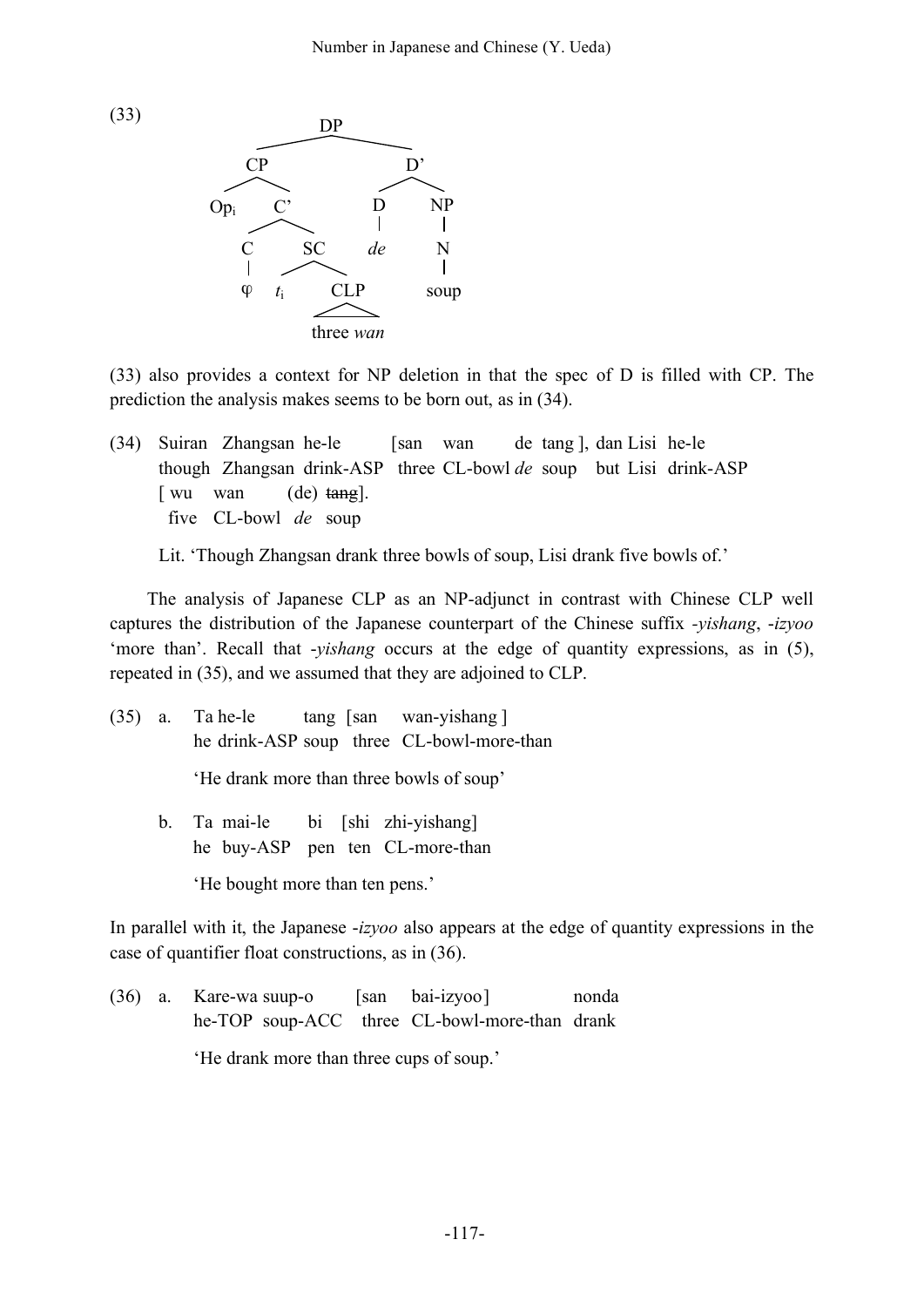(33)

```
                DP
         ______|______
        CP            D'
      __|__         __|__
    Opi    C'       D     NP
         __|__      |     |
        C     SC    de    N
        |   __|__         |
        φ  ti   CLP      soup
                 |
              three wan
```

(33) also provides a context for NP deletion in that the spec of D is filled with CP. The prediction the analysis makes seems to be born out, as in (34).

(34) Suiran Zhangsan he-le [san wan de tang ], dan Lisi he-le
     though Zhangsan drink-ASP three CL-bowl *de* soup but Lisi drink-ASP
     [ wu wan (de) ~~tang~~].
     five CL-bowl *de* soup

     Lit. 'Though Zhangsan drank three bowls of soup, Lisi drank five bowls of.'

The analysis of Japanese CLP as an NP-adjunct in contrast with Chinese CLP well captures the distribution of the Japanese counterpart of the Chinese suffix *-yishang*, *-izyoo* 'more than'. Recall that *-yishang* occurs at the edge of quantity expressions, as in (5), repeated in (35), and we assumed that they are adjoined to CLP.

(35) a. Ta he-le tang [san wan-yishang ]
        he drink-ASP soup three CL-bowl-more-than

        'He drank more than three bowls of soup'

     b. Ta mai-le bi [shi zhi-yishang]
        he buy-ASP pen ten CL-more-than

        'He bought more than ten pens.'

In parallel with it, the Japanese *-izyoo* also appears at the edge of quantity expressions in the case of quantifier float constructions, as in (36).

(36) a. Kare-wa suup-o [san bai-izyoo] nonda
        he-TOP soup-ACC three CL-bowl-more-than drank

        'He drank more than three cups of soup.'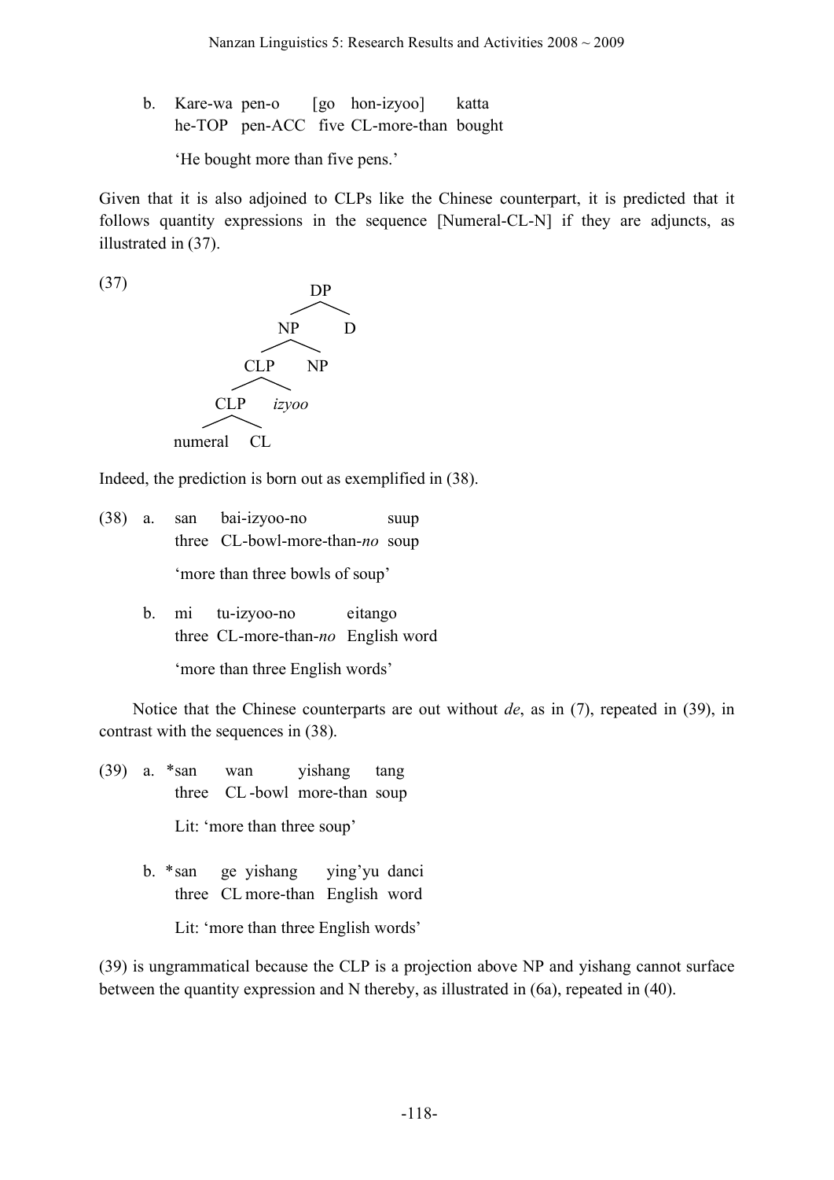b. Kare-wa pen-o [go hon-izyoo] katta
   he-TOP pen-ACC five CL-more-than bought

   'He bought more than five pens.'

Given that it is also adjoined to CLPs like the Chinese counterpart, it is predicted that it follows quantity expressions in the sequence [Numeral-CL-N] if they are adjuncts, as illustrated in (37).

(37)

```
                DP
              /    \
            NP      D
          /    \
       CLP      NP
      /    \
    CLP    izyoo
   /   \
numeral  CL
```

Indeed, the prediction is born out as exemplified in (38).

(38) a. san bai-izyoo-no suup
        three CL-bowl-more-than-*no* soup

        'more than three bowls of soup'

     b. mi tu-izyoo-no eitango
        three CL-more-than-*no* English word

        'more than three English words'

Notice that the Chinese counterparts are out without *de*, as in (7), repeated in (39), in contrast with the sequences in (38).

(39) a. *san wan yishang tang
        three CL-bowl more-than soup

        Lit: 'more than three soup'

     b. *san ge yishang ying'yu danci
        three CL more-than English word

        Lit: 'more than three English words'

(39) is ungrammatical because the CLP is a projection above NP and yishang cannot surface between the quantity expression and N thereby, as illustrated in (6a), repeated in (40).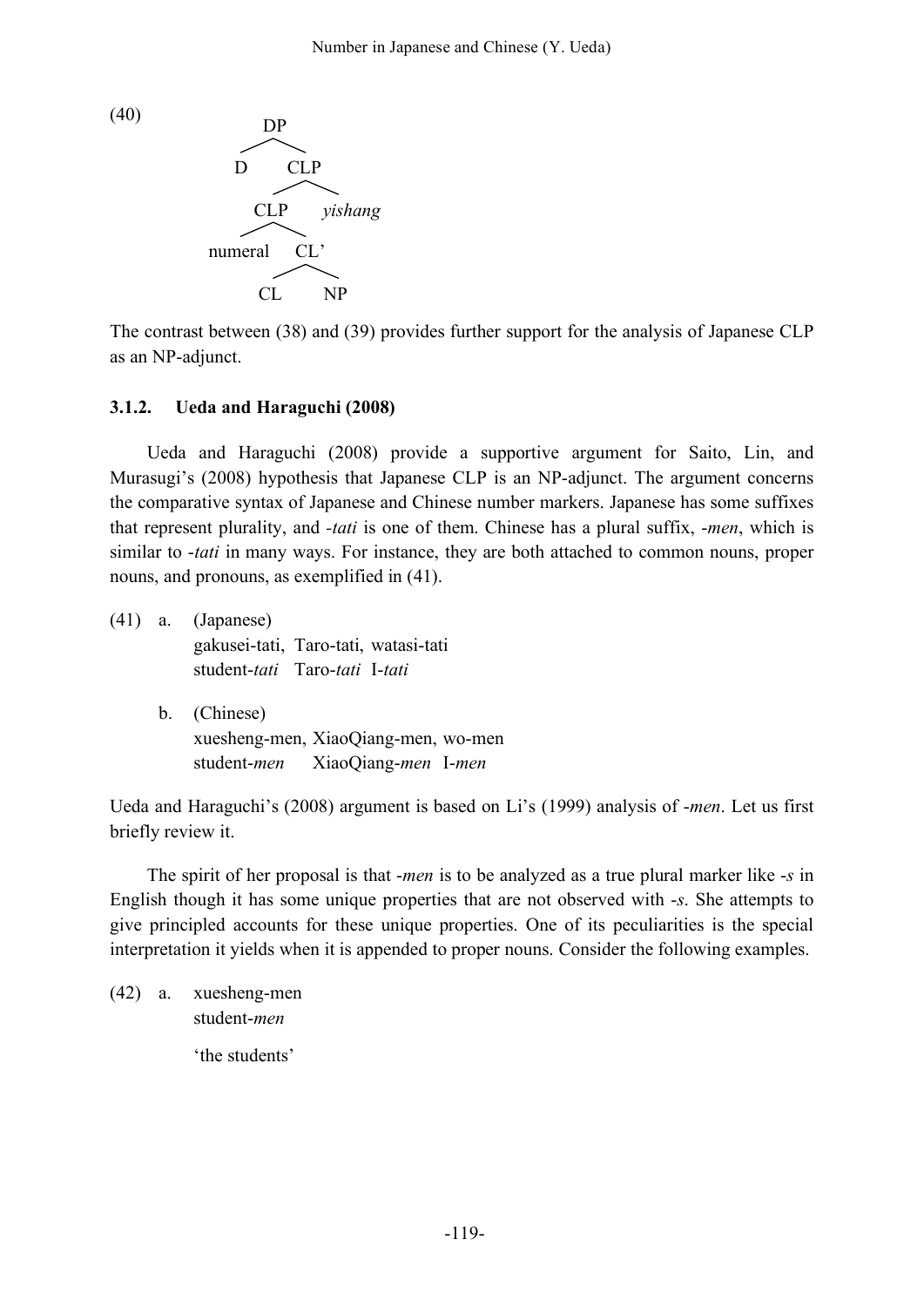(40)

```
              DP
            /    \
           D     CLP
                /    \
              CLP    yishang
             /   \
       numeral   CL'
                /   \
              CL    NP
```

The contrast between (38) and (39) provides further support for the analysis of Japanese CLP as an NP-adjunct.

### 3.1.2. Ueda and Haraguchi (2008)

Ueda and Haraguchi (2008) provide a supportive argument for Saito, Lin, and Murasugi's (2008) hypothesis that Japanese CLP is an NP-adjunct. The argument concerns the comparative syntax of Japanese and Chinese number markers. Japanese has some suffixes that represent plurality, and *-tati* is one of them. Chinese has a plural suffix, *-men*, which is similar to *-tati* in many ways. For instance, they are both attached to common nouns, proper nouns, and pronouns, as exemplified in (41).

(41) a. (Japanese)
gakusei-tati, Taro-tati, watasi-tati
student-*tati* Taro-*tati* I-*tati*

b. (Chinese)
xuesheng-men, XiaoQiang-men, wo-men
student-*men* XiaoQiang-*men* I-*men*

Ueda and Haraguchi's (2008) argument is based on Li's (1999) analysis of *-men*. Let us first briefly review it.

The spirit of her proposal is that *-men* is to be analyzed as a true plural marker like *-s* in English though it has some unique properties that are not observed with *-s*. She attempts to give principled accounts for these unique properties. One of its peculiarities is the special interpretation it yields when it is appended to proper nouns. Consider the following examples.

(42) a. xuesheng-men
student-*men*

'the students'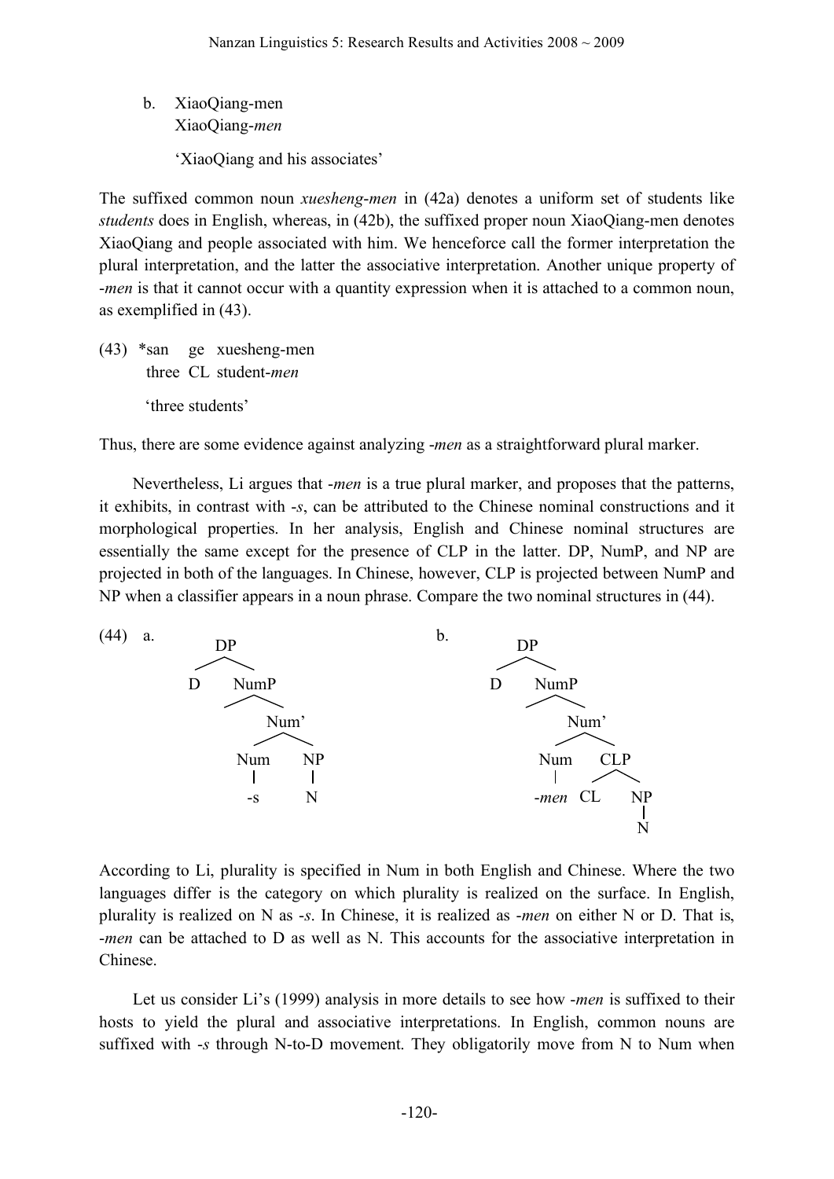b. XiaoQiang-men
   XiaoQiang-*men*

   'XiaoQiang and his associates'

The suffixed common noun *xuesheng-men* in (42a) denotes a uniform set of students like *students* does in English, whereas, in (42b), the suffixed proper noun XiaoQiang-men denotes XiaoQiang and people associated with him. We henceforce call the former interpretation the plural interpretation, and the latter the associative interpretation. Another unique property of -*men* is that it cannot occur with a quantity expression when it is attached to a common noun, as exemplified in (43).

(43) *san ge xuesheng-men
     three CL student-*men*

     'three students'

Thus, there are some evidence against analyzing -*men* as a straightforward plural marker.

Nevertheless, Li argues that -*men* is a true plural marker, and proposes that the patterns, it exhibits, in contrast with -*s*, can be attributed to the Chinese nominal constructions and it morphological properties. In her analysis, English and Chinese nominal structures are essentially the same except for the presence of CLP in the latter. DP, NumP, and NP are projected in both of the languages. In Chinese, however, CLP is projected between NumP and NP when a classifier appears in a noun phrase. Compare the two nominal structures in (44).

(44) a. [DP D [NumP [Num' [Num -s] [NP N]]]]

b. [DP D [NumP [Num' [Num -*men*] [CLP CL [NP N]]]]]

According to Li, plurality is specified in Num in both English and Chinese. Where the two languages differ is the category on which plurality is realized on the surface. In English, plurality is realized on N as -*s*. In Chinese, it is realized as -*men* on either N or D. That is, -*men* can be attached to D as well as N. This accounts for the associative interpretation in Chinese.

Let us consider Li's (1999) analysis in more details to see how -*men* is suffixed to their hosts to yield the plural and associative interpretations. In English, common nouns are suffixed with -*s* through N-to-D movement. They obligatorily move from N to Num when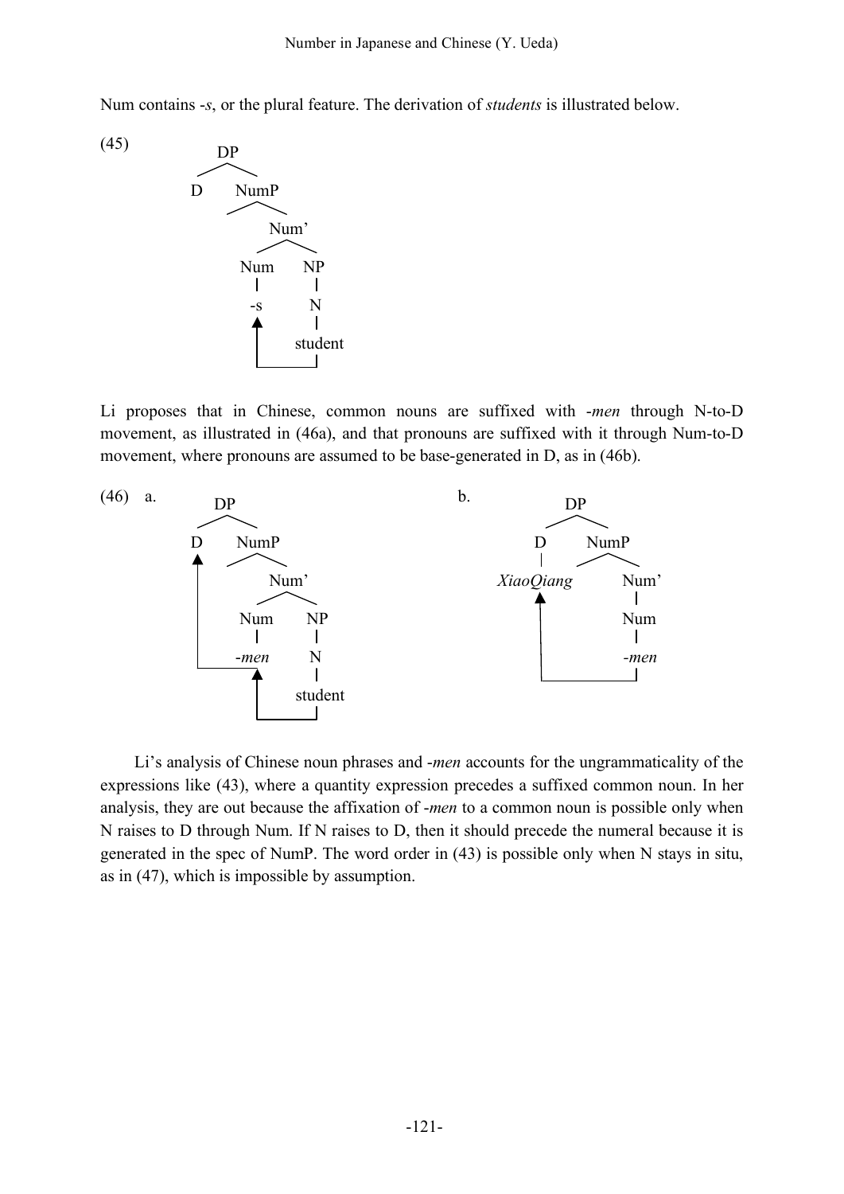Num contains *-s*, or the plural feature. The derivation of *students* is illustrated below.

(45)

```
        DP
       /  \
      D   NumP
            |
           Num'
          /    \
        Num     NP
         |       |
        -s       N
         ▲       |
         |    student
         |_______|
```

Li proposes that in Chinese, common nouns are suffixed with *-men* through N-to-D movement, as illustrated in (46a), and that pronouns are suffixed with it through Num-to-D movement, where pronouns are assumed to be base-generated in D, as in (46b).

(46) a.

```
        DP
       /  \
      D   NumP
      ▲     |
      |    Num'
      |   /    \
      | Num     NP
      |  |       |
      |_-men     N
         ▲       |
         |    student
         |_______|
```

b.

```
           DP
          /  \
         D    NumP
         |      |
    XiaoQiang  Num'
         ▲      |
         |     Num
         |      |
         |    -men
         |______|
```

Li's analysis of Chinese noun phrases and *-men* accounts for the ungrammaticality of the expressions like (43), where a quantity expression precedes a suffixed common noun. In her analysis, they are out because the affixation of *-men* to a common noun is possible only when N raises to D through Num. If N raises to D, then it should precede the numeral because it is generated in the spec of NumP. The word order in (43) is possible only when N stays in situ, as in (47), which is impossible by assumption.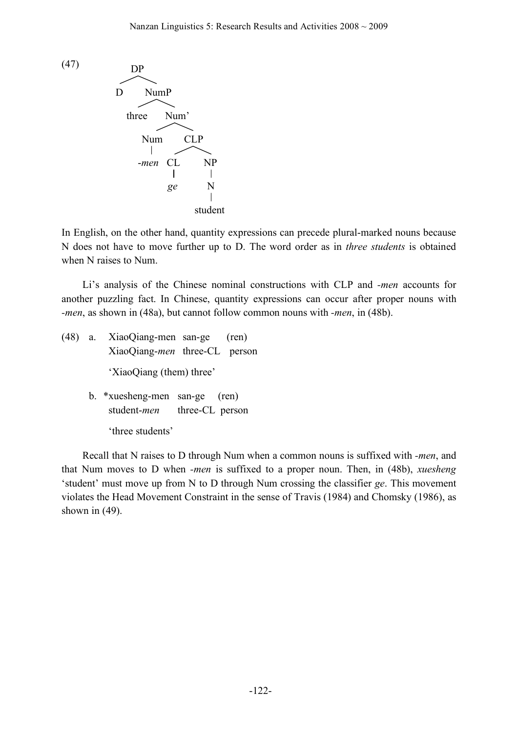(47)

```
DP
├── D
└── NumP
    ├── three
    └── Num'
        ├── Num
        │   └── -men
        └── CLP
            ├── CL
            │   └── ge
            └── NP
                └── N
                    └── student
```

In English, on the other hand, quantity expressions can precede plural-marked nouns because N does not have to move further up to D. The word order as in *three students* is obtained when N raises to Num.

Li's analysis of the Chinese nominal constructions with CLP and *-men* accounts for another puzzling fact. In Chinese, quantity expressions can occur after proper nouns with *-men*, as shown in (48a), but cannot follow common nouns with *-men*, in (48b).

(48) a. XiaoQiang-men san-ge (ren)
XiaoQiang-*men* three-CL person

'XiaoQiang (them) three'

b. *xuesheng-men san-ge (ren)
student-*men* three-CL person

'three students'

Recall that N raises to D through Num when a common nouns is suffixed with *-men*, and that Num moves to D when *-men* is suffixed to a proper noun. Then, in (48b), *xuesheng* 'student' must move up from N to D through Num crossing the classifier *ge*. This movement violates the Head Movement Constraint in the sense of Travis (1984) and Chomsky (1986), as shown in (49).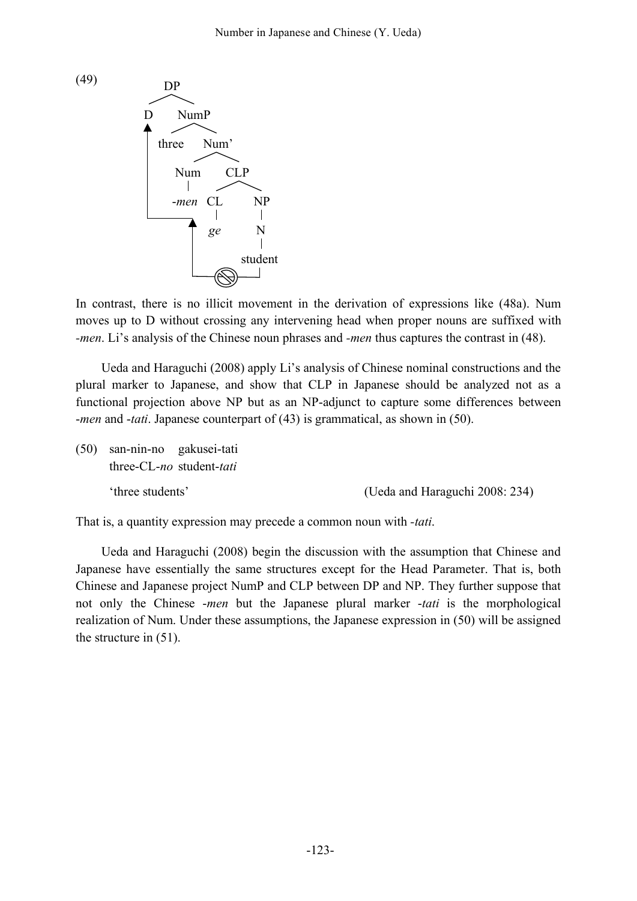(49)

```
DP
├── D  ◄──────────────────────┐
└── NumP                      │
    ├── three                 │
    └── Num'                  │
        ├── Num               │
        │   └── -men ─────────┘ (Num moves to D)
        └── CLP
            ├── CL
            │   └── ge
            └── NP
                └── N
                    └── student  (illicit movement to Num, crossing CL: ⊘)
```

In contrast, there is no illicit movement in the derivation of expressions like (48a). Num moves up to D without crossing any intervening head when proper nouns are suffixed with *-men*. Li's analysis of the Chinese noun phrases and *-men* thus captures the contrast in (48).

Ueda and Haraguchi (2008) apply Li's analysis of Chinese nominal constructions and the plural marker to Japanese, and show that CLP in Japanese should be analyzed not as a functional projection above NP but as an NP-adjunct to capture some differences between *-men* and *-tati*. Japanese counterpart of (43) is grammatical, as shown in (50).

(50) san-nin-no gakusei-tati
three-CL-*no* student-*tati*
'three students' (Ueda and Haraguchi 2008: 234)

That is, a quantity expression may precede a common noun with *-tati*.

Ueda and Haraguchi (2008) begin the discussion with the assumption that Chinese and Japanese have essentially the same structures except for the Head Parameter. That is, both Chinese and Japanese project NumP and CLP between DP and NP. They further suppose that not only the Chinese *-men* but the Japanese plural marker *-tati* is the morphological realization of Num. Under these assumptions, the Japanese expression in (50) will be assigned the structure in (51).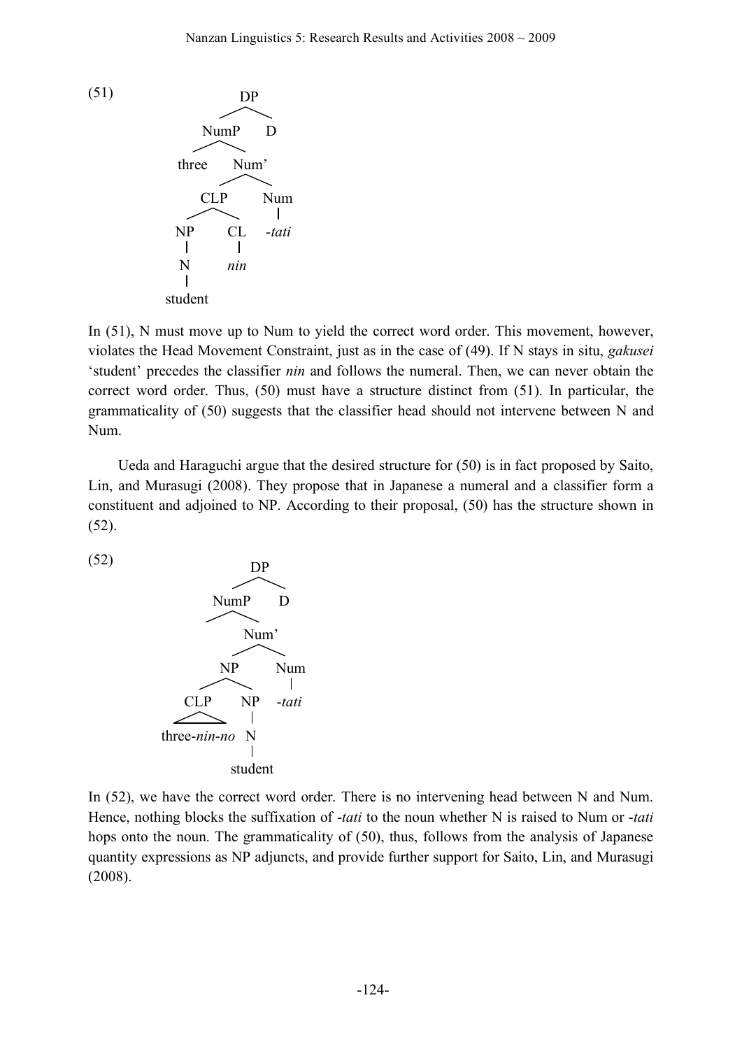(51)

```
                DP
              /    \
          NumP      D
         /    \
     three    Num'
             /    \
          CLP      Num
         /   \      |
       NP     CL   -tati
       |      |
       N     nin
       |
    student
```

In (51), N must move up to Num to yield the correct word order. This movement, however, violates the Head Movement Constraint, just as in the case of (49). If N stays in situ, *gakusei* 'student' precedes the classifier *nin* and follows the numeral. Then, we can never obtain the correct word order. Thus, (50) must have a structure distinct from (51). In particular, the grammaticality of (50) suggests that the classifier head should not intervene between N and Num.

Ueda and Haraguchi argue that the desired structure for (50) is in fact proposed by Saito, Lin, and Murasugi (2008). They propose that in Japanese a numeral and a classifier form a constituent and adjoined to NP. According to their proposal, (50) has the structure shown in (52).

(52)

```
                   DP
                 /    \
             NumP      D
            /    \
                 Num'
                /    \
             NP       Num
            /   \      |
         CLP     NP   -tati
        /___\    |
  three-nin-no   N
                 |
              student
```

In (52), we have the correct word order. There is no intervening head between N and Num. Hence, nothing blocks the suffixation of -*tati* to the noun whether N is raised to Num or -*tati* hops onto the noun. The grammaticality of (50), thus, follows from the analysis of Japanese quantity expressions as NP adjuncts, and provide further support for Saito, Lin, and Murasugi (2008).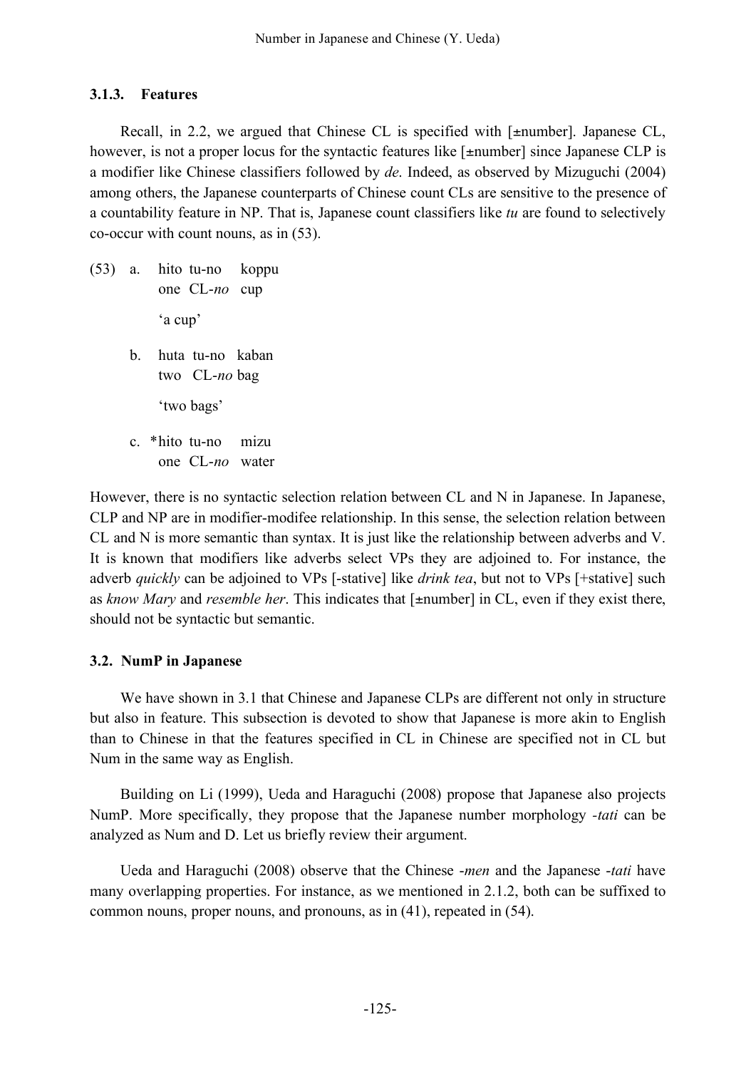### 3.1.3. Features

Recall, in 2.2, we argued that Chinese CL is specified with [±number]. Japanese CL, however, is not a proper locus for the syntactic features like [±number] since Japanese CLP is a modifier like Chinese classifiers followed by *de*. Indeed, as observed by Mizuguchi (2004) among others, the Japanese counterparts of Chinese count CLs are sensitive to the presence of a countability feature in NP. That is, Japanese count classifiers like *tu* are found to selectively co-occur with count nouns, as in (53).

(53) a. hito tu-no koppu
one CL-*no* cup
'a cup'

b. huta tu-no kaban
two CL-*no* bag
'two bags'

c. *hito tu-no mizu
one CL-*no* water

However, there is no syntactic selection relation between CL and N in Japanese. In Japanese, CLP and NP are in modifier-modifee relationship. In this sense, the selection relation between CL and N is more semantic than syntax. It is just like the relationship between adverbs and V. It is known that modifiers like adverbs select VPs they are adjoined to. For instance, the adverb *quickly* can be adjoined to VPs [-stative] like *drink tea*, but not to VPs [+stative] such as *know Mary* and *resemble her*. This indicates that [±number] in CL, even if they exist there, should not be syntactic but semantic.

## 3.2. NumP in Japanese

We have shown in 3.1 that Chinese and Japanese CLPs are different not only in structure but also in feature. This subsection is devoted to show that Japanese is more akin to English than to Chinese in that the features specified in CL in Chinese are specified not in CL but Num in the same way as English.

Building on Li (1999), Ueda and Haraguchi (2008) propose that Japanese also projects NumP. More specifically, they propose that the Japanese number morphology *-tati* can be analyzed as Num and D. Let us briefly review their argument.

Ueda and Haraguchi (2008) observe that the Chinese *-men* and the Japanese *-tati* have many overlapping properties. For instance, as we mentioned in 2.1.2, both can be suffixed to common nouns, proper nouns, and pronouns, as in (41), repeated in (54).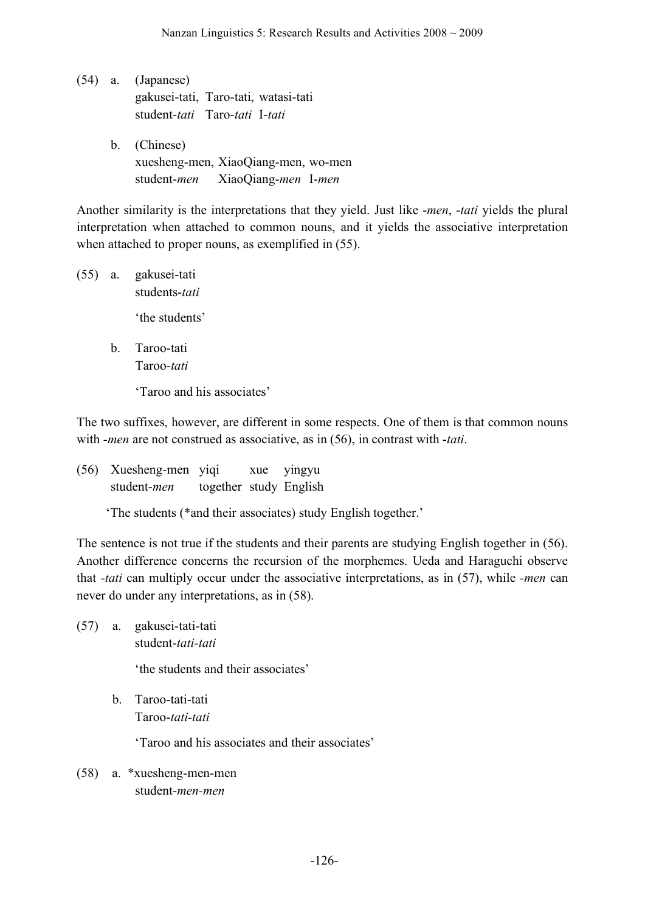(54) a. (Japanese)
gakusei-tati, Taro-tati, watasi-tati
student-*tati* Taro-*tati* I-*tati*

b. (Chinese)
xuesheng-men, XiaoQiang-men, wo-men
student-*men* XiaoQiang-*men* I-*men*

Another similarity is the interpretations that they yield. Just like *-men*, *-tati* yields the plural interpretation when attached to common nouns, and it yields the associative interpretation when attached to proper nouns, as exemplified in (55).

(55) a. gakusei-tati
students-*tati*

'the students'

b. Taroo-tati
Taroo-*tati*

'Taroo and his associates'

The two suffixes, however, are different in some respects. One of them is that common nouns with *-men* are not construed as associative, as in (56), in contrast with *-tati*.

(56) Xuesheng-men yiqi xue yingyu
student-*men* together study English

'The students (*and their associates) study English together.'

The sentence is not true if the students and their parents are studying English together in (56). Another difference concerns the recursion of the morphemes. Ueda and Haraguchi observe that *-tati* can multiply occur under the associative interpretations, as in (57), while *-men* can never do under any interpretations, as in (58).

(57) a. gakusei-tati-tati
student-*tati-tati*

'the students and their associates'

b. Taroo-tati-tati
Taroo-*tati-tati*

'Taroo and his associates and their associates'

(58) a. *xuesheng-men-men
student-*men-men*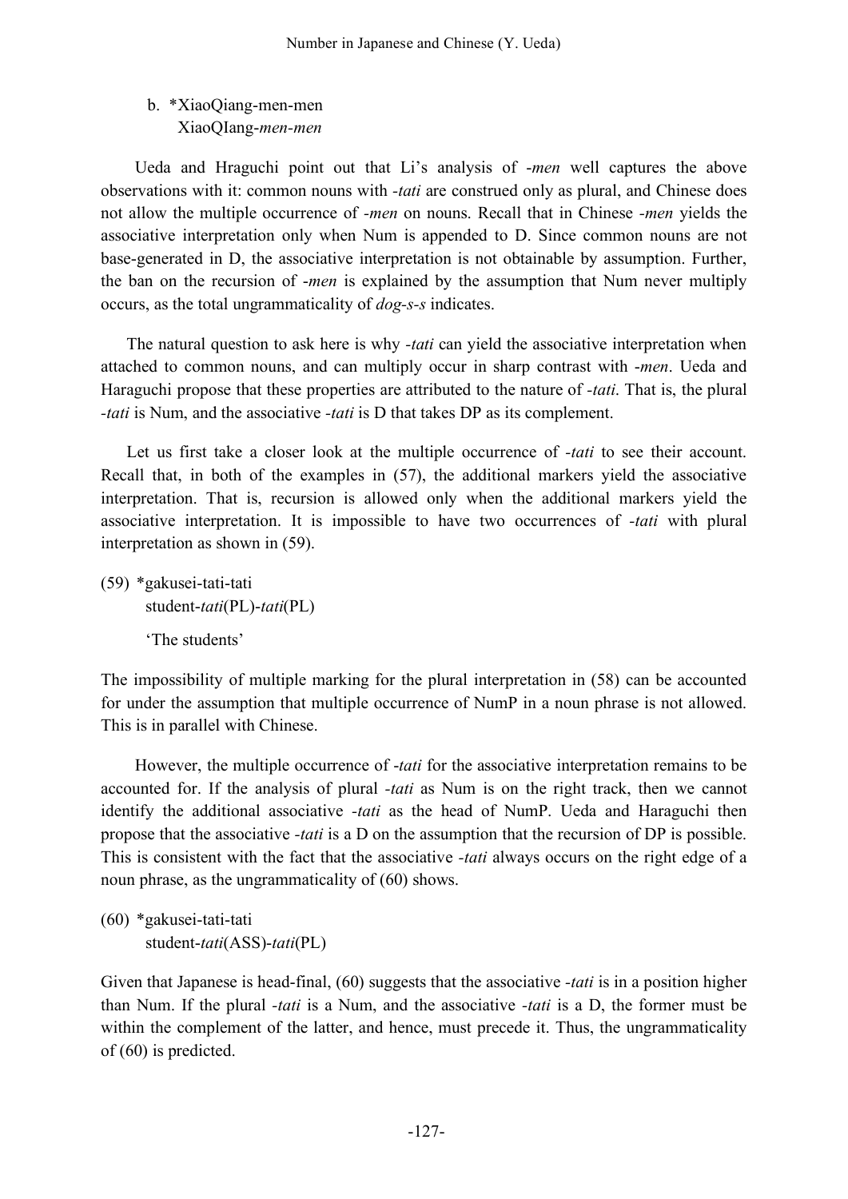b. *XiaoQiang-men-men
   XiaoQIang-*men-men*

Ueda and Hraguchi point out that Li's analysis of -*men* well captures the above observations with it: common nouns with -*tati* are construed only as plural, and Chinese does not allow the multiple occurrence of -*men* on nouns. Recall that in Chinese -*men* yields the associative interpretation only when Num is appended to D. Since common nouns are not base-generated in D, the associative interpretation is not obtainable by assumption. Further, the ban on the recursion of -*men* is explained by the assumption that Num never multiply occurs, as the total ungrammaticality of *dog-s-s* indicates.

The natural question to ask here is why -*tati* can yield the associative interpretation when attached to common nouns, and can multiply occur in sharp contrast with -*men*. Ueda and Haraguchi propose that these properties are attributed to the nature of -*tati*. That is, the plural -*tati* is Num, and the associative -*tati* is D that takes DP as its complement.

Let us first take a closer look at the multiple occurrence of -*tati* to see their account. Recall that, in both of the examples in (57), the additional markers yield the associative interpretation. That is, recursion is allowed only when the additional markers yield the associative interpretation. It is impossible to have two occurrences of -*tati* with plural interpretation as shown in (59).

(59) *gakusei-tati-tati
     student-*tati*(PL)-*tati*(PL)
     'The students'

The impossibility of multiple marking for the plural interpretation in (58) can be accounted for under the assumption that multiple occurrence of NumP in a noun phrase is not allowed. This is in parallel with Chinese.

However, the multiple occurrence of -*tati* for the associative interpretation remains to be accounted for. If the analysis of plural -*tati* as Num is on the right track, then we cannot identify the additional associative -*tati* as the head of NumP. Ueda and Haraguchi then propose that the associative -*tati* is a D on the assumption that the recursion of DP is possible. This is consistent with the fact that the associative -*tati* always occurs on the right edge of a noun phrase, as the ungrammaticality of (60) shows.

(60) *gakusei-tati-tati
     student-*tati*(ASS)-*tati*(PL)

Given that Japanese is head-final, (60) suggests that the associative -*tati* is in a position higher than Num. If the plural -*tati* is a Num, and the associative -*tati* is a D, the former must be within the complement of the latter, and hence, must precede it. Thus, the ungrammaticality of (60) is predicted.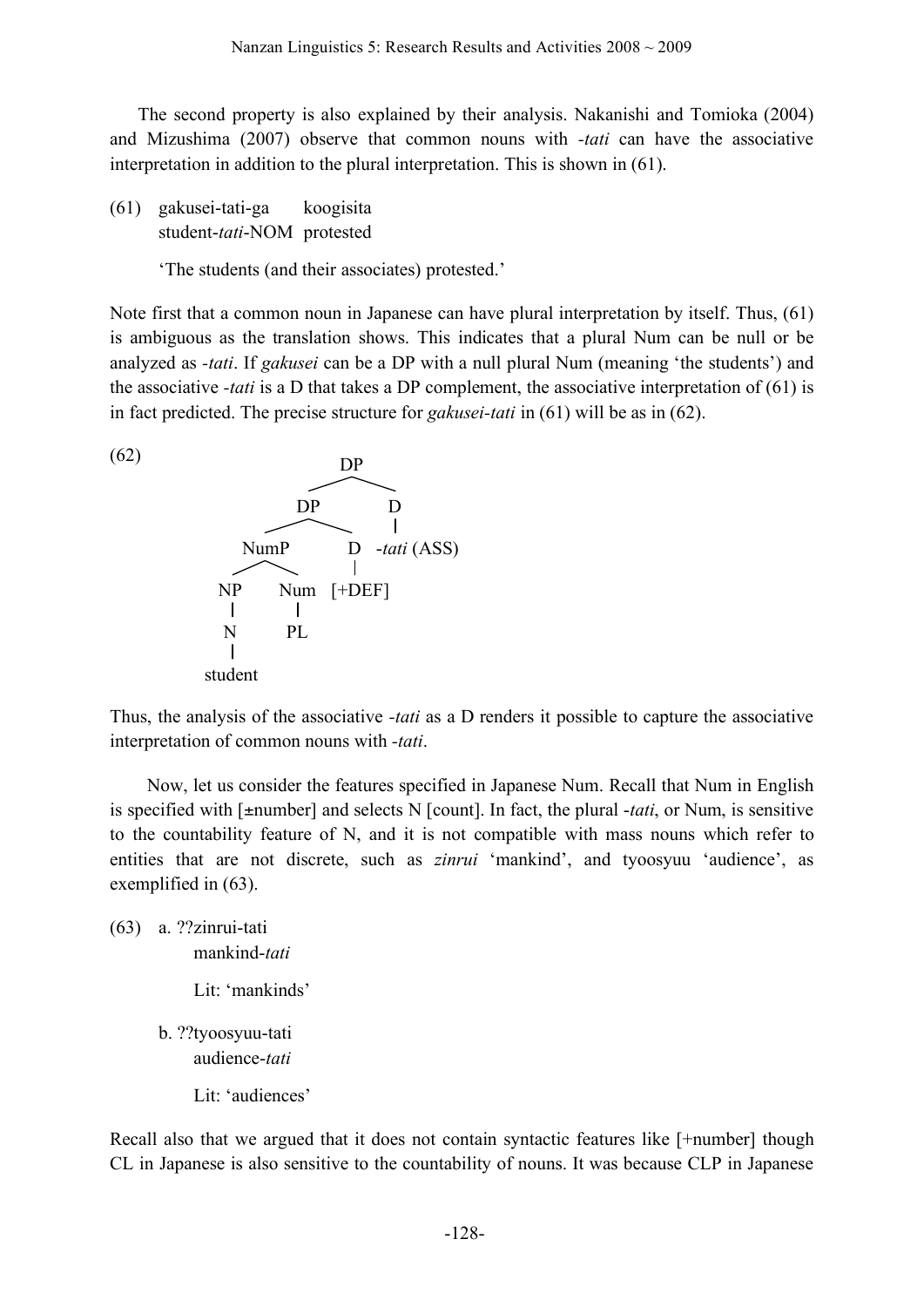The second property is also explained by their analysis. Nakanishi and Tomioka (2004) and Mizushima (2007) observe that common nouns with *-tati* can have the associative interpretation in addition to the plural interpretation. This is shown in (61).

(61) gakusei-tati-ga koogisita
student-*tati*-NOM protested

'The students (and their associates) protested.'

Note first that a common noun in Japanese can have plural interpretation by itself. Thus, (61) is ambiguous as the translation shows. This indicates that a plural Num can be null or be analyzed as *-tati*. If *gakusei* can be a DP with a null plural Num (meaning 'the students') and the associative *-tati* is a D that takes a DP complement, the associative interpretation of (61) is in fact predicted. The precise structure for *gakusei-tati* in (61) will be as in (62).

(62)

```
                DP
              /    \
           DP        D
          /   \      |
      NumP     D   -tati (ASS)
      /  \     |
    NP   Num [+DEF]
    |     |
    N    PL
    |
 student
```

Thus, the analysis of the associative *-tati* as a D renders it possible to capture the associative interpretation of common nouns with *-tati*.

Now, let us consider the features specified in Japanese Num. Recall that Num in English is specified with [±number] and selects N [count]. In fact, the plural *-tati*, or Num, is sensitive to the countability feature of N, and it is not compatible with mass nouns which refer to entities that are not discrete, such as *zinrui* 'mankind', and tyoosyuu 'audience', as exemplified in (63).

(63) a. ??zinrui-tati
mankind-*tati*

Lit: 'mankinds'

b. ??tyoosyuu-tati
audience-*tati*

Lit: 'audiences'

Recall also that we argued that it does not contain syntactic features like [+number] though CL in Japanese is also sensitive to the countability of nouns. It was because CLP in Japanese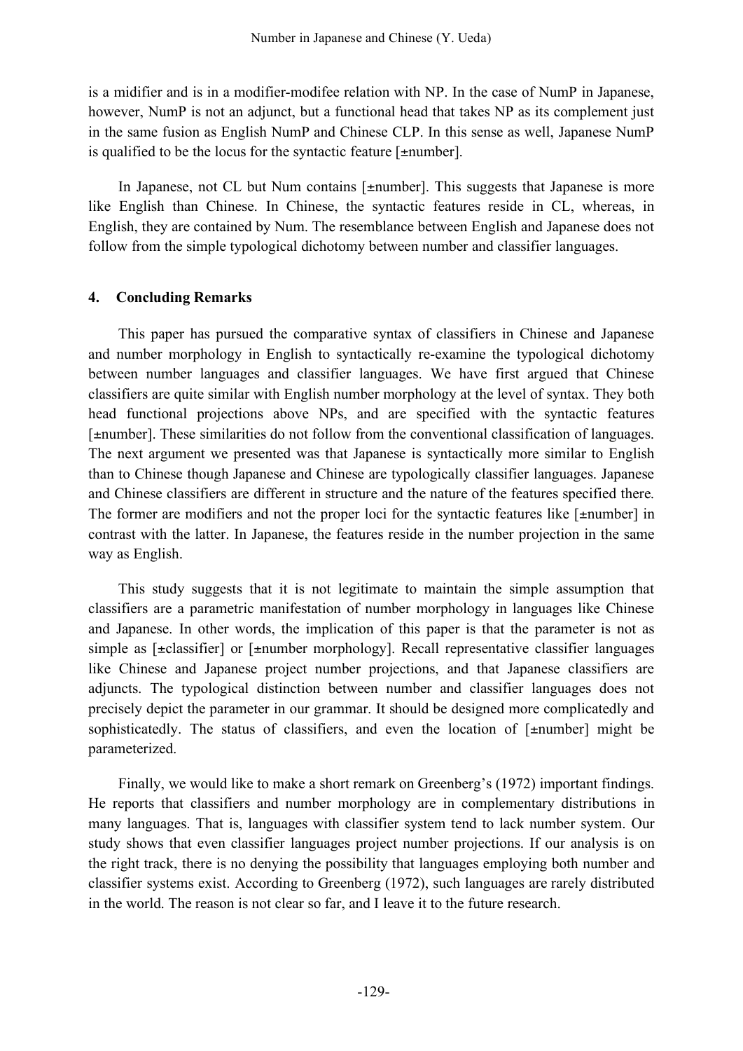is a midifier and is in a modifier-modifee relation with NP. In the case of NumP in Japanese, however, NumP is not an adjunct, but a functional head that takes NP as its complement just in the same fusion as English NumP and Chinese CLP. In this sense as well, Japanese NumP is qualified to be the locus for the syntactic feature [±number].

In Japanese, not CL but Num contains [±number]. This suggests that Japanese is more like English than Chinese. In Chinese, the syntactic features reside in CL, whereas, in English, they are contained by Num. The resemblance between English and Japanese does not follow from the simple typological dichotomy between number and classifier languages.

## 4. Concluding Remarks

This paper has pursued the comparative syntax of classifiers in Chinese and Japanese and number morphology in English to syntactically re-examine the typological dichotomy between number languages and classifier languages. We have first argued that Chinese classifiers are quite similar with English number morphology at the level of syntax. They both head functional projections above NPs, and are specified with the syntactic features [±number]. These similarities do not follow from the conventional classification of languages. The next argument we presented was that Japanese is syntactically more similar to English than to Chinese though Japanese and Chinese are typologically classifier languages. Japanese and Chinese classifiers are different in structure and the nature of the features specified there. The former are modifiers and not the proper loci for the syntactic features like [±number] in contrast with the latter. In Japanese, the features reside in the number projection in the same way as English.

This study suggests that it is not legitimate to maintain the simple assumption that classifiers are a parametric manifestation of number morphology in languages like Chinese and Japanese. In other words, the implication of this paper is that the parameter is not as simple as [±classifier] or [±number morphology]. Recall representative classifier languages like Chinese and Japanese project number projections, and that Japanese classifiers are adjuncts. The typological distinction between number and classifier languages does not precisely depict the parameter in our grammar. It should be designed more complicatedly and sophisticatedly. The status of classifiers, and even the location of [±number] might be parameterized.

Finally, we would like to make a short remark on Greenberg's (1972) important findings. He reports that classifiers and number morphology are in complementary distributions in many languages. That is, languages with classifier system tend to lack number system. Our study shows that even classifier languages project number projections. If our analysis is on the right track, there is no denying the possibility that languages employing both number and classifier systems exist. According to Greenberg (1972), such languages are rarely distributed in the world. The reason is not clear so far, and I leave it to the future research.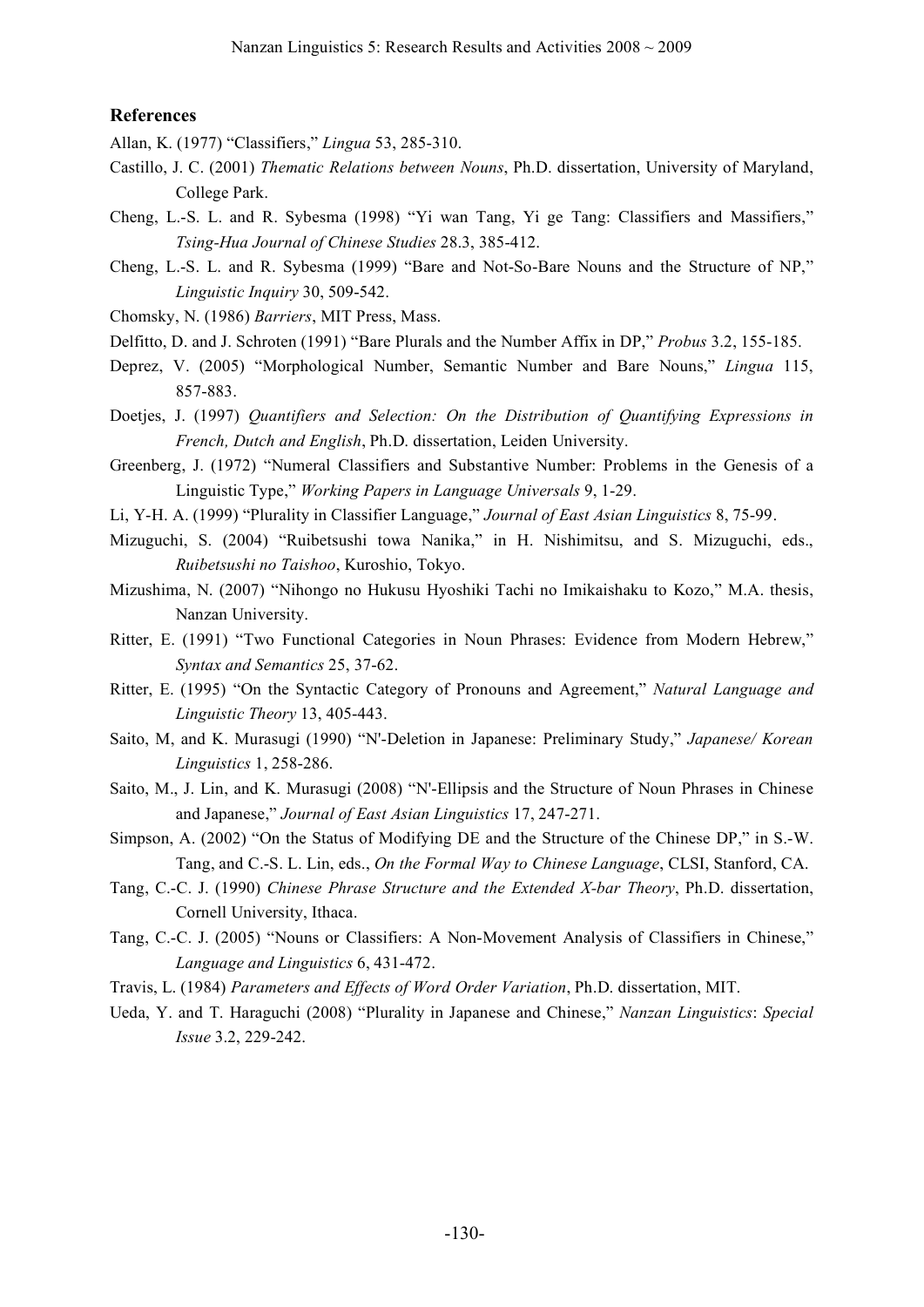## References

Allan, K. (1977) "Classifiers," *Lingua* 53, 285-310.

Castillo, J. C. (2001) *Thematic Relations between Nouns*, Ph.D. dissertation, University of Maryland, College Park.

Cheng, L.-S. L. and R. Sybesma (1998) "Yi wan Tang, Yi ge Tang: Classifiers and Massifiers," *Tsing-Hua Journal of Chinese Studies* 28.3, 385-412.

Cheng, L.-S. L. and R. Sybesma (1999) "Bare and Not-So-Bare Nouns and the Structure of NP," *Linguistic Inquiry* 30, 509-542.

Chomsky, N. (1986) *Barriers*, MIT Press, Mass.

Delfitto, D. and J. Schroten (1991) "Bare Plurals and the Number Affix in DP," *Probus* 3.2, 155-185.

Deprez, V. (2005) "Morphological Number, Semantic Number and Bare Nouns," *Lingua* 115, 857-883.

Doetjes, J. (1997) *Quantifiers and Selection: On the Distribution of Quantifying Expressions in French, Dutch and English*, Ph.D. dissertation, Leiden University.

Greenberg, J. (1972) "Numeral Classifiers and Substantive Number: Problems in the Genesis of a Linguistic Type," *Working Papers in Language Universals* 9, 1-29.

Li, Y-H. A. (1999) "Plurality in Classifier Language," *Journal of East Asian Linguistics* 8, 75-99.

Mizuguchi, S. (2004) "Ruibetsushi towa Nanika," in H. Nishimitsu, and S. Mizuguchi, eds., *Ruibetsushi no Taishoo*, Kuroshio, Tokyo.

Mizushima, N. (2007) "Nihongo no Hukusu Hyoshiki Tachi no Imikaishaku to Kozo," M.A. thesis, Nanzan University.

Ritter, E. (1991) "Two Functional Categories in Noun Phrases: Evidence from Modern Hebrew," *Syntax and Semantics* 25, 37-62.

Ritter, E. (1995) "On the Syntactic Category of Pronouns and Agreement," *Natural Language and Linguistic Theory* 13, 405-443.

Saito, M, and K. Murasugi (1990) "N'-Deletion in Japanese: Preliminary Study," *Japanese/ Korean Linguistics* 1, 258-286.

Saito, M., J. Lin, and K. Murasugi (2008) "N'-Ellipsis and the Structure of Noun Phrases in Chinese and Japanese," *Journal of East Asian Linguistics* 17, 247-271.

Simpson, A. (2002) "On the Status of Modifying DE and the Structure of the Chinese DP," in S.-W. Tang, and C.-S. L. Lin, eds., *On the Formal Way to Chinese Language*, CLSI, Stanford, CA.

Tang, C.-C. J. (1990) *Chinese Phrase Structure and the Extended X-bar Theory*, Ph.D. dissertation, Cornell University, Ithaca.

Tang, C.-C. J. (2005) "Nouns or Classifiers: A Non-Movement Analysis of Classifiers in Chinese," *Language and Linguistics* 6, 431-472.

Travis, L. (1984) *Parameters and Effects of Word Order Variation*, Ph.D. dissertation, MIT.

Ueda, Y. and T. Haraguchi (2008) "Plurality in Japanese and Chinese," *Nanzan Linguistics*: *Special Issue* 3.2, 229-242.